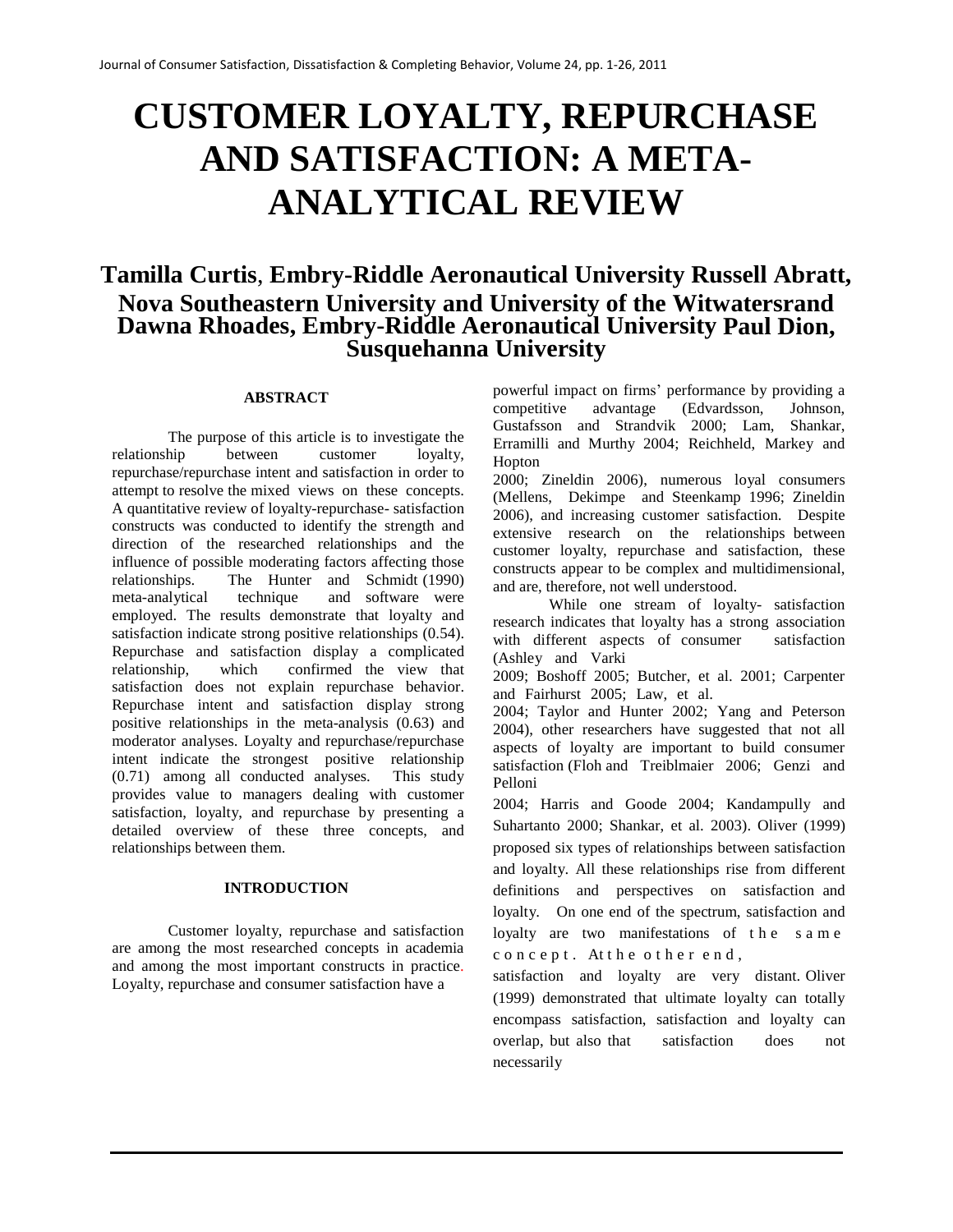# CUSTOMER LOYALTY, REPURCHASE AND SATISFACTION: A META-ANALYTICAL REVIEW

## Tamilla Curtis, Embry-Riddle Aeronautical University Russell Abratt, Nova Southeastern University and University of the Witwatersrand Dawna Rhoades, Embry-Riddle Aeronautical University Paul Dion, Susquehanna University

### ABSTRACT

The purpose of this article is to investigate the relationship between customer loyalty, repurchase/repurchase intent and satisfaction in order to attempt to resolve the mixed views on these concepts. A quantitative review of loyalty-repurchase- satisfaction constructs was conducted to identify the strength and direction of the researched relationships and the influence of possible moderating factors affecting those relationships. The Hunter and Schmidt (1990) meta-analytical technique and software were employed. The results demonstrate that loyalty and satisfaction indicate strong positive relationships (0.54). Repurchase and satisfaction display a complicated relationship, which confirmed the view that satisfaction does not explain repurchase behavior. Repurchase intent and satisfaction display strong positive relationships in the meta-analysis (0.63) and moderator analyses. Loyalty and repurchase/repurchase intent indicate the strongest positive relationship (0.71) among all conducted analyses. This study provides value to managers dealing with customer satisfaction, loyalty, and repurchase by presenting a detailed overview of these three concepts, and relationships between them.

### INTRODUCTION

Customer loyalty, repurchase and satisfaction are among the most researched concepts in academia and among the most important constructs in practice. Loyalty, repurchase and consumer satisfaction have a powerful impact on firms' performance by providing a competitive advantage (Edvardsson, Johnson, Gustafsson and Strandvik 2000; Lam, Shankar, Erramilli and Murthy 2004; Reichheld, Markey and Hopton 2000; Zineldin 2006), numerous loyal consumers (Mellens, Dekimpe and Steenkamp 1996; Zineldin 2006), and increasing customer satisfaction. Despite extensive research on the relationships between customer loyalty, repurchase and satisfaction, these constructs appear to be complex and multidimensional, and are, therefore, not well understood.

While one stream of loyalty- satisfaction research indicates that loyalty has a strong association with different aspects of consumer satisfaction (Ashley and Varki 2009; Boshoff 2005; Butcher, et al. 2001; Carpenter and Fairhurst 2005; Law, et al. 2004; Taylor and Hunter 2002; Yang and Peterson 2004), other researchers have suggested that not all aspects of loyalty are important to build consumer satisfaction (Floh and Treiblmaier 2006; Genzi and Pelloni 2004; Harris and Goode 2004; Kandampully and Suhartanto 2000; Shankar, et al. 2003). Oliver (1999) proposed six types of relationships between satisfaction and loyalty. All these relationships rise from different definitions and perspectives on satisfaction and loyalty. On one end of the spectrum, satisfaction and loyalty are two manifestations of the same concept. At the other end, satisfaction and loyalty are very distant. Oliver (1999) demonstrated that ultimate loyalty can totally encompass satisfaction, satisfaction and loyalty can overlap, but also that satisfaction does not necessarily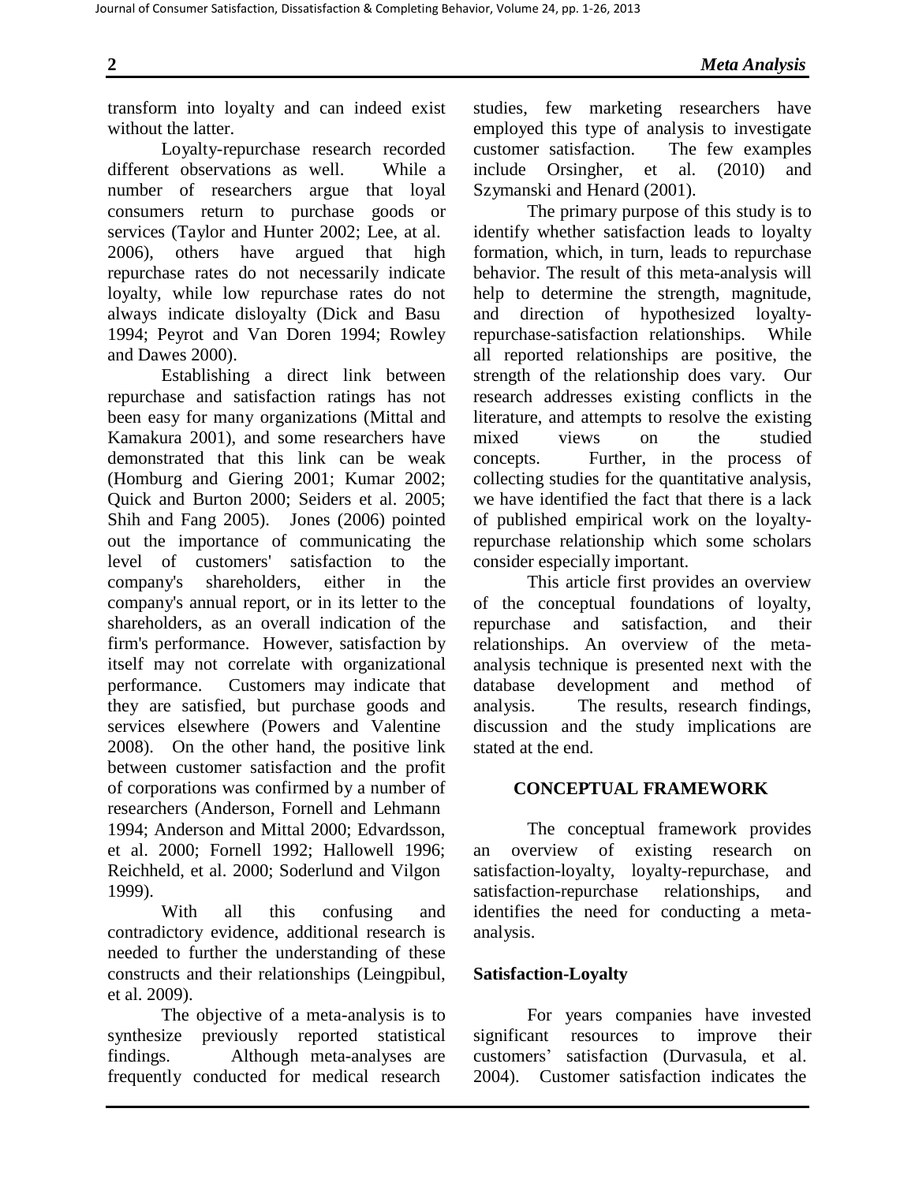transform into loyalty and can indeed exist without the latter.

Loyalty-repurchase research recorded different observations as well. While a number of researchers argue that loyal consumers return to purchase goods or services (Taylor and Hunter 2002; Lee, at al. 2006), others have argued that high repurchase rates do not necessarily indicate loyalty, while low repurchase rates do not always indicate disloyalty (Dick and Basu 1994; Peyrot and Van Doren 1994; Rowley and Dawes 2000).

Establishing a direct link between repurchase and satisfaction ratings has not been easy for many organizations (Mittal and Kamakura 2001), and some researchers have demonstrated that this link can be weak (Homburg and Giering 2001; Kumar 2002; Quick and Burton 2000; Seiders et al. 2005; Shih and Fang 2005). Jones (2006) pointed out the importance of communicating the level of customers' satisfaction to the company's shareholders, either in the company's annual report, or in its letter to the shareholders, as an overall indication of the firm's performance. However, satisfaction by itself may not correlate with organizational performance. Customers may indicate that they are satisfied, but purchase goods and services elsewhere (Powers and Valentine 2008). On the other hand, the positive link between customer satisfaction and the profit of corporations was confirmed by a number of researchers (Anderson, Fornell and Lehmann 1994; Anderson and Mittal 2000; Edvardsson, et al. 2000; Fornell 1992; Hallowell 1996; Reichheld, et al. 2000; Soderlund and Vilgon 1999).

With all this confusing and contradictory evidence, additional research is needed to further the understanding of these constructs and their relationships (Leingpibul, et al. 2009).

The objective of a meta-analysis is to synthesize previously reported statistical findings. Although meta-analyses are frequently conducted for medical research studies, few marketing researchers have employed this type of analysis to investigate customer satisfaction. The few examples include Orsingher, et al. (2010) and Szymanski and Henard (2001).

The primary purpose of this study is to identify whether satisfaction leads to loyalty formation, which, in turn, leads to repurchase behavior. The result of this meta-analysis will help to determine the strength, magnitude, and direction of hypothesized loyalty-repurchase-satisfaction relationships. While all reported relationships are positive, the strength of the relationship does vary. Our research addresses existing conflicts in the literature, and attempts to resolve the existing mixed views on the studied concepts. Further, in the process of collecting studies for the quantitative analysis, we have identified the fact that there is a lack of published empirical work on the loyalty-repurchase relationship which some scholars consider especially important.

This article first provides an overview of the conceptual foundations of loyalty, repurchase and satisfaction, and their relationships. An overview of the meta-analysis technique is presented next with the database development and method of analysis. The results, research findings, discussion and the study implications are stated at the end.

## CONCEPTUAL FRAMEWORK

The conceptual framework provides an overview of existing research on satisfaction-loyalty, loyalty-repurchase, and satisfaction-repurchase relationships, and identifies the need for conducting a meta-analysis.

### Satisfaction-Loyalty

For years companies have invested significant resources to improve their customers' satisfaction (Durvasula, et al. 2004). Customer satisfaction indicates the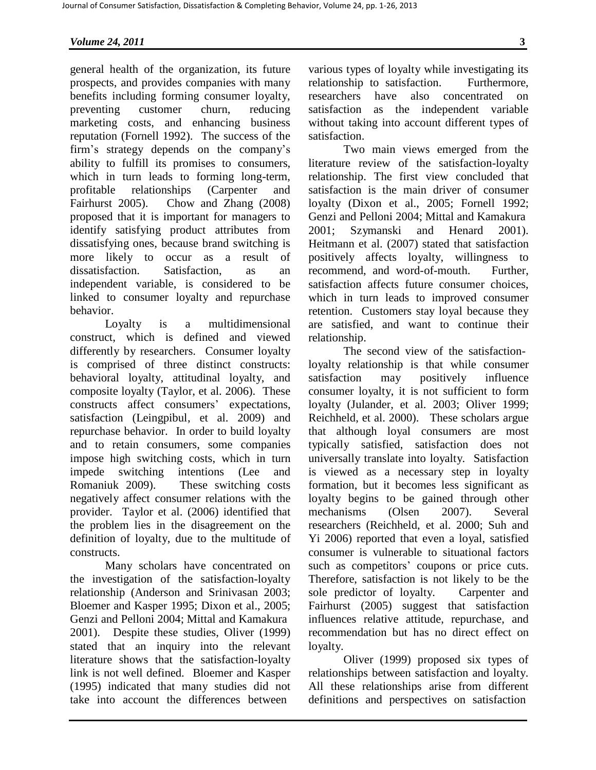general health of the organization, its future prospects, and provides companies with many benefits including forming consumer loyalty, preventing customer churn, reducing marketing costs, and enhancing business reputation (Fornell 1992). The success of the firm's strategy depends on the company's ability to fulfill its promises to consumers, which in turn leads to forming long-term, profitable relationships (Carpenter and Fairhurst 2005). Chow and Zhang (2008) proposed that it is important for managers to identify satisfying product attributes from dissatisfying ones, because brand switching is more likely to occur as a result of dissatisfaction. Satisfaction, as an independent variable, is considered to be linked to consumer loyalty and repurchase behavior.

Loyalty is a multidimensional construct, which is defined and viewed differently by researchers. Consumer loyalty is comprised of three distinct constructs: behavioral loyalty, attitudinal loyalty, and composite loyalty (Taylor, et al. 2006). These constructs affect consumers' expectations, satisfaction (Leingpibul, et al. 2009) and repurchase behavior. In order to build loyalty and to retain consumers, some companies impose high switching costs, which in turn impede switching intentions (Lee and Romaniuk 2009). These switching costs negatively affect consumer relations with the provider. Taylor et al. (2006) identified that the problem lies in the disagreement on the definition of loyalty, due to the multitude of constructs.

Many scholars have concentrated on the investigation of the satisfaction-loyalty relationship (Anderson and Srinivasan 2003; Bloemer and Kasper 1995; Dixon et al., 2005; Genzi and Pelloni 2004; Mittal and Kamakura 2001). Despite these studies, Oliver (1999) stated that an inquiry into the relevant literature shows that the satisfaction-loyalty link is not well defined. Bloemer and Kasper (1995) indicated that many studies did not take into account the differences between various types of loyalty while investigating its relationship to satisfaction. Furthermore, researchers have also concentrated on satisfaction as the independent variable without taking into account different types of satisfaction.

Two main views emerged from the literature review of the satisfaction-loyalty relationship. The first view concluded that satisfaction is the main driver of consumer loyalty (Dixon et al., 2005; Fornell 1992; Genzi and Pelloni 2004; Mittal and Kamakura 2001; Szymanski and Henard 2001). Heitmann et al. (2007) stated that satisfaction positively affects loyalty, willingness to recommend, and word-of-mouth. Further, satisfaction affects future consumer choices, which in turn leads to improved consumer retention. Customers stay loyal because they are satisfied, and want to continue their relationship.

The second view of the satisfaction-loyalty relationship is that while consumer satisfaction may positively influence consumer loyalty, it is not sufficient to form loyalty (Julander, et al. 2003; Oliver 1999; Reichheld, et al. 2000). These scholars argue that although loyal consumers are most typically satisfied, satisfaction does not universally translate into loyalty. Satisfaction is viewed as a necessary step in loyalty formation, but it becomes less significant as loyalty begins to be gained through other mechanisms (Olsen 2007). Several researchers (Reichheld, et al. 2000; Suh and Yi 2006) reported that even a loyal, satisfied consumer is vulnerable to situational factors such as competitors' coupons or price cuts. Therefore, satisfaction is not likely to be the sole predictor of loyalty. Carpenter and Fairhurst (2005) suggest that satisfaction influences relative attitude, repurchase, and recommendation but has no direct effect on loyalty.

Oliver (1999) proposed six types of relationships between satisfaction and loyalty. All these relationships arise from different definitions and perspectives on satisfaction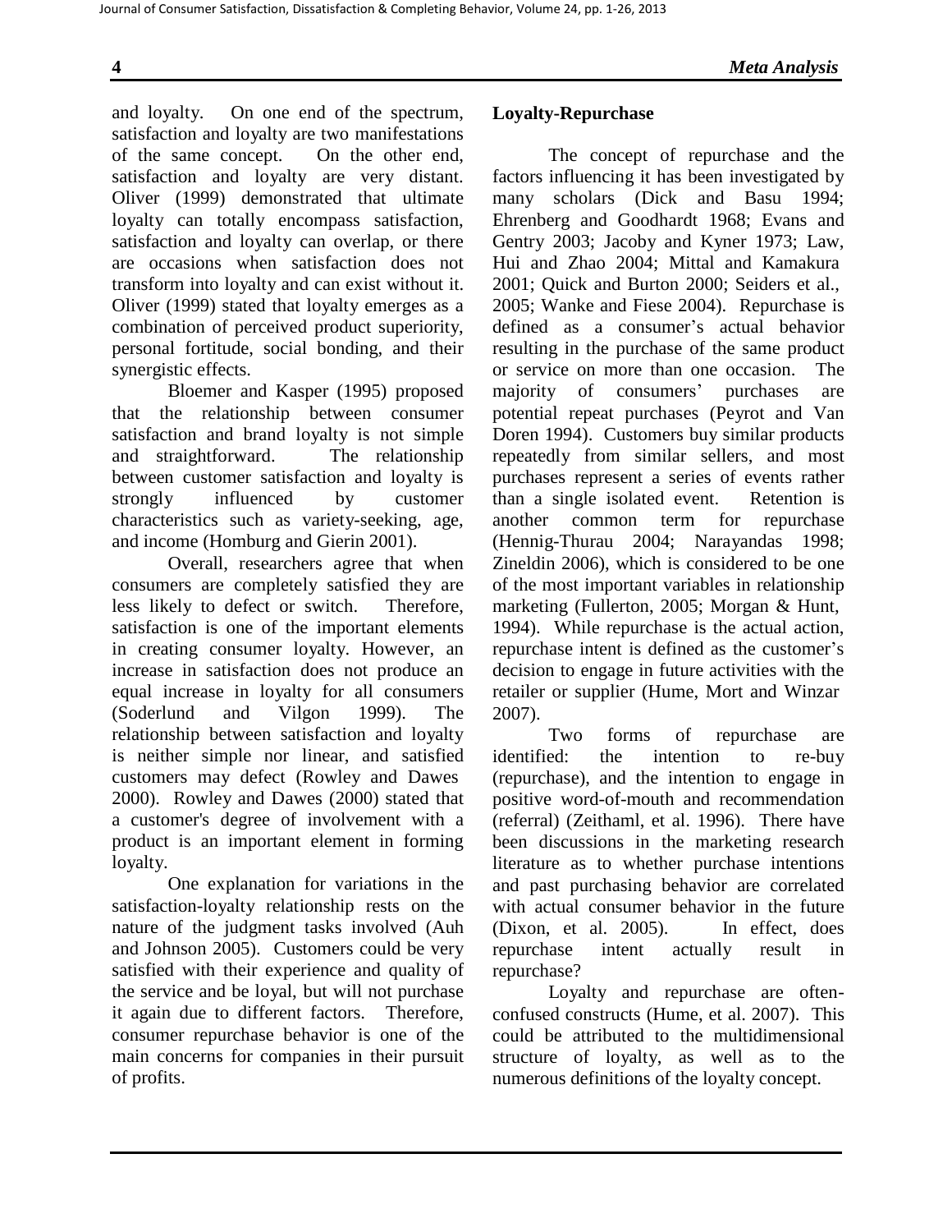and loyalty. On one end of the spectrum, satisfaction and loyalty are two manifestations of the same concept. On the other end, satisfaction and loyalty are very distant. Oliver (1999) demonstrated that ultimate loyalty can totally encompass satisfaction, satisfaction and loyalty can overlap, or there are occasions when satisfaction does not transform into loyalty and can exist without it. Oliver (1999) stated that loyalty emerges as a combination of perceived product superiority, personal fortitude, social bonding, and their synergistic effects.

Bloemer and Kasper (1995) proposed that the relationship between consumer satisfaction and brand loyalty is not simple and straightforward. The relationship between customer satisfaction and loyalty is strongly influenced by customer characteristics such as variety-seeking, age, and income (Homburg and Gierin 2001).

Overall, researchers agree that when consumers are completely satisfied they are less likely to defect or switch. Therefore, satisfaction is one of the important elements in creating consumer loyalty. However, an increase in satisfaction does not produce an equal increase in loyalty for all consumers (Soderlund and Vilgon 1999). The relationship between satisfaction and loyalty is neither simple nor linear, and satisfied customers may defect (Rowley and Dawes 2000). Rowley and Dawes (2000) stated that a customer's degree of involvement with a product is an important element in forming loyalty.

One explanation for variations in the satisfaction-loyalty relationship rests on the nature of the judgment tasks involved (Auh and Johnson 2005). Customers could be very satisfied with their experience and quality of the service and be loyal, but will not purchase it again due to different factors. Therefore, consumer repurchase behavior is one of the main concerns for companies in their pursuit of profits.

## Loyalty-Repurchase

The concept of repurchase and the factors influencing it has been investigated by many scholars (Dick and Basu 1994; Ehrenberg and Goodhardt 1968; Evans and Gentry 2003; Jacoby and Kyner 1973; Law, Hui and Zhao 2004; Mittal and Kamakura 2001; Quick and Burton 2000; Seiders et al., 2005; Wanke and Fiese 2004). Repurchase is defined as a consumer's actual behavior resulting in the purchase of the same product or service on more than one occasion. The majority of consumers' purchases are potential repeat purchases (Peyrot and Van Doren 1994). Customers buy similar products repeatedly from similar sellers, and most purchases represent a series of events rather than a single isolated event. Retention is another common term for repurchase (Hennig-Thurau 2004; Narayandas 1998; Zineldin 2006), which is considered to be one of the most important variables in relationship marketing (Fullerton, 2005; Morgan & Hunt, 1994). While repurchase is the actual action, repurchase intent is defined as the customer's decision to engage in future activities with the retailer or supplier (Hume, Mort and Winzar 2007).

Two forms of repurchase are identified: the intention to re-buy (repurchase), and the intention to engage in positive word-of-mouth and recommendation (referral) (Zeithaml, et al. 1996). There have been discussions in the marketing research literature as to whether purchase intentions and past purchasing behavior are correlated with actual consumer behavior in the future (Dixon, et al. 2005). In effect, does repurchase intent actually result in repurchase?

Loyalty and repurchase are often-confused constructs (Hume, et al. 2007). This could be attributed to the multidimensional structure of loyalty, as well as to the numerous definitions of the loyalty concept.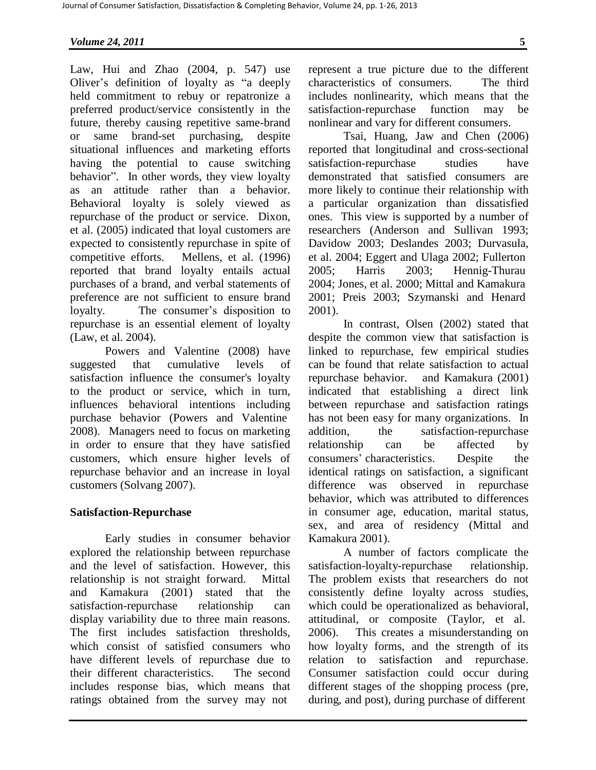Law, Hui and Zhao (2004, p. 547) use Oliver's definition of loyalty as "a deeply held commitment to rebuy or repatronize a preferred product/service consistently in the future, thereby causing repetitive same-brand or same brand-set purchasing, despite situational influences and marketing efforts having the potential to cause switching behavior". In other words, they view loyalty as an attitude rather than a behavior. Behavioral loyalty is solely viewed as repurchase of the product or service. Dixon, et al. (2005) indicated that loyal customers are expected to consistently repurchase in spite of competitive efforts. Mellens, et al. (1996) reported that brand loyalty entails actual purchases of a brand, and verbal statements of preference are not sufficient to ensure brand loyalty. The consumer's disposition to repurchase is an essential element of loyalty (Law, et al. 2004).

Powers and Valentine (2008) have suggested that cumulative levels of satisfaction influence the consumer's loyalty to the product or service, which in turn, influences behavioral intentions including purchase behavior (Powers and Valentine 2008). Managers need to focus on marketing in order to ensure that they have satisfied customers, which ensure higher levels of repurchase behavior and an increase in loyal customers (Solvang 2007).

## Satisfaction-Repurchase

Early studies in consumer behavior explored the relationship between repurchase and the level of satisfaction. However, this relationship is not straight forward. Mittal and Kamakura (2001) stated that the satisfaction-repurchase relationship can display variability due to three main reasons. The first includes satisfaction thresholds, which consist of satisfied consumers who have different levels of repurchase due to their different characteristics. The second includes response bias, which means that ratings obtained from the survey may not represent a true picture due to the different characteristics of consumers. The third includes nonlinearity, which means that the satisfaction-repurchase function may be nonlinear and vary for different consumers.

Tsai, Huang, Jaw and Chen (2006) reported that longitudinal and cross-sectional satisfaction-repurchase studies have demonstrated that satisfied consumers are more likely to continue their relationship with a particular organization than dissatisfied ones. This view is supported by a number of researchers (Anderson and Sullivan 1993; Davidow 2003; Deslandes 2003; Durvasula, et al. 2004; Eggert and Ulaga 2002; Fullerton 2005; Harris 2003; Hennig-Thurau 2004; Jones, et al. 2000; Mittal and Kamakura 2001; Preis 2003; Szymanski and Henard 2001).

In contrast, Olsen (2002) stated that despite the common view that satisfaction is linked to repurchase, few empirical studies can be found that relate satisfaction to actual repurchase behavior. and Kamakura (2001) indicated that establishing a direct link between repurchase and satisfaction ratings has not been easy for many organizations. In addition, the satisfaction-repurchase relationship can be affected by consumers' characteristics. Despite the identical ratings on satisfaction, a significant difference was observed in repurchase behavior, which was attributed to differences in consumer age, education, marital status, sex, and area of residency (Mittal and Kamakura 2001).

A number of factors complicate the satisfaction-loyalty-repurchase relationship. The problem exists that researchers do not consistently define loyalty across studies, which could be operationalized as behavioral, attitudinal, or composite (Taylor, et al. 2006). This creates a misunderstanding on how loyalty forms, and the strength of its relation to satisfaction and repurchase. Consumer satisfaction could occur during different stages of the shopping process (pre, during, and post), during purchase of different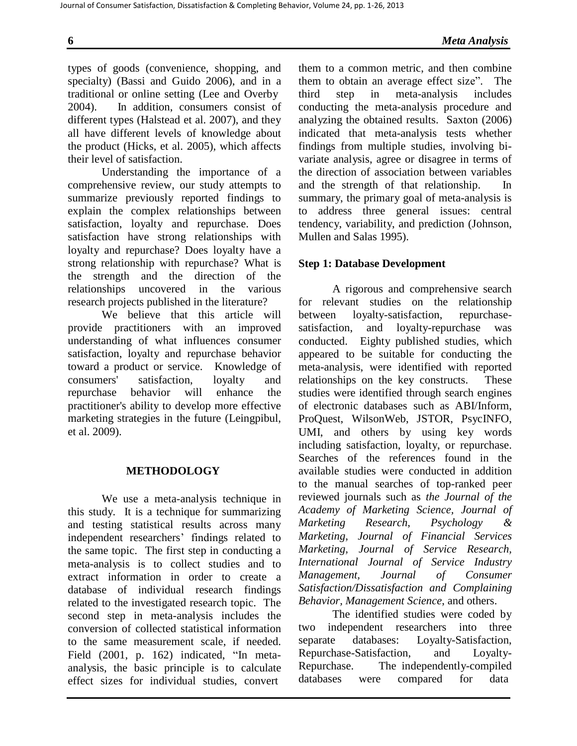types of goods (convenience, shopping, and specialty) (Bassi and Guido 2006), and in a traditional or online setting (Lee and Overby 2004). In addition, consumers consist of different types (Halstead et al. 2007), and they all have different levels of knowledge about the product (Hicks, et al. 2005), which affects their level of satisfaction.

Understanding the importance of a comprehensive review, our study attempts to summarize previously reported findings to explain the complex relationships between satisfaction, loyalty and repurchase. Does satisfaction have strong relationships with loyalty and repurchase? Does loyalty have a strong relationship with repurchase? What is the strength and the direction of the relationships uncovered in the various research projects published in the literature?

We believe that this article will provide practitioners with an improved understanding of what influences consumer satisfaction, loyalty and repurchase behavior toward a product or service. Knowledge of consumers' satisfaction, loyalty and repurchase behavior will enhance the practitioner's ability to develop more effective marketing strategies in the future (Leingpibul, et al. 2009).

## METHODOLOGY

We use a meta-analysis technique in this study. It is a technique for summarizing and testing statistical results across many independent researchers' findings related to the same topic. The first step in conducting a meta-analysis is to collect studies and to extract information in order to create a database of individual research findings related to the investigated research topic. The second step in meta-analysis includes the conversion of collected statistical information to the same measurement scale, if needed. Field (2001, p. 162) indicated, "In meta-analysis, the basic principle is to calculate effect sizes for individual studies, convert them to a common metric, and then combine them to obtain an average effect size". The third step in meta-analysis includes conducting the meta-analysis procedure and analyzing the obtained results. Saxton (2006) indicated that meta-analysis tests whether findings from multiple studies, involving bi-variate analysis, agree or disagree in terms of the direction of association between variables and the strength of that relationship. In summary, the primary goal of meta-analysis is to address three general issues: central tendency, variability, and prediction (Johnson, Mullen and Salas 1995).

### Step 1: Database Development

A rigorous and comprehensive search for relevant studies on the relationship between loyalty-satisfaction, repurchase-satisfaction, and loyalty-repurchase was conducted. Eighty published studies, which appeared to be suitable for conducting the meta-analysis, were identified with reported relationships on the key constructs. These studies were identified through search engines of electronic databases such as ABI/Inform, ProQuest, WilsonWeb, JSTOR, PsycINFO, UMI, and others by using key words including satisfaction, loyalty, or repurchase. Searches of the references found in the available studies were conducted in addition to the manual searches of top-ranked peer reviewed journals such as *the Journal of the Academy of Marketing Science*, *Journal of Marketing Research*, *Psychology & Marketing, Journal of Financial Services Marketing, Journal of Service Research, International Journal of Service Industry Management, Journal of Consumer Satisfaction/Dissatisfaction and Complaining Behavior*, *Management Science*, and others.

The identified studies were coded by two independent researchers into three separate databases: Loyalty-Satisfaction, Repurchase-Satisfaction, and Loyalty-Repurchase. The independently-compiled databases were compared for data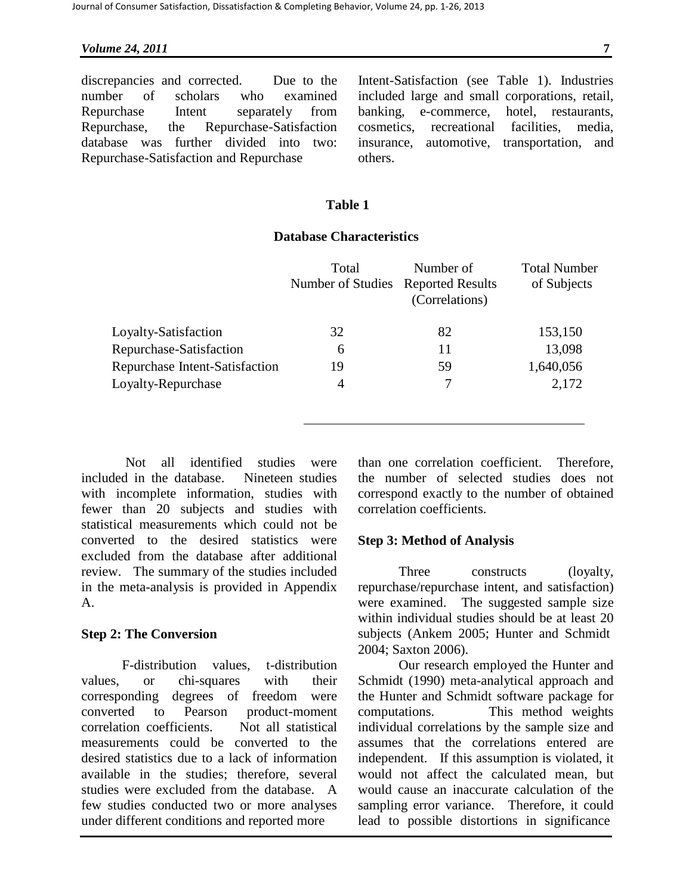discrepancies and corrected. Due to the number of scholars who examined Repurchase Intent separately from Repurchase, the Repurchase-Satisfaction database was further divided into two: Repurchase-Satisfaction and Repurchase Intent-Satisfaction (see Table 1). Industries included large and small corporations, retail, banking, e-commerce, hotel, restaurants, cosmetics, recreational facilities, media, insurance, automotive, transportation, and others.

**Table 1**

**Database Characteristics**

| | Total Number of Studies | Number of Reported Results (Correlations) | Total Number of Subjects |
|---|---|---|---|
| Loyalty-Satisfaction | 32 | 82 | 153,150 |
| Repurchase-Satisfaction | 6 | 11 | 13,098 |
| Repurchase Intent-Satisfaction | 19 | 59 | 1,640,056 |
| Loyalty-Repurchase | 4 | 7 | 2,172 |

Not all identified studies were included in the database. Nineteen studies with incomplete information, studies with fewer than 20 subjects and studies with statistical measurements which could not be converted to the desired statistics were excluded from the database after additional review. The summary of the studies included in the meta-analysis is provided in Appendix A.

### Step 2: The Conversion

F-distribution values, t-distribution values, or chi-squares with their corresponding degrees of freedom were converted to Pearson product-moment correlation coefficients. Not all statistical measurements could be converted to the desired statistics due to a lack of information available in the studies; therefore, several studies were excluded from the database. A few studies conducted two or more analyses under different conditions and reported more than one correlation coefficient. Therefore, the number of selected studies does not correspond exactly to the number of obtained correlation coefficients.

### Step 3: Method of Analysis

Three constructs (loyalty, repurchase/repurchase intent, and satisfaction) were examined. The suggested sample size within individual studies should be at least 20 subjects (Ankem 2005; Hunter and Schmidt 2004; Saxton 2006).

Our research employed the Hunter and Schmidt (1990) meta-analytical approach and the Hunter and Schmidt software package for computations. This method weights individual correlations by the sample size and assumes that the correlations entered are independent. If this assumption is violated, it would not affect the calculated mean, but would cause an inaccurate calculation of the sampling error variance. Therefore, it could lead to possible distortions in significance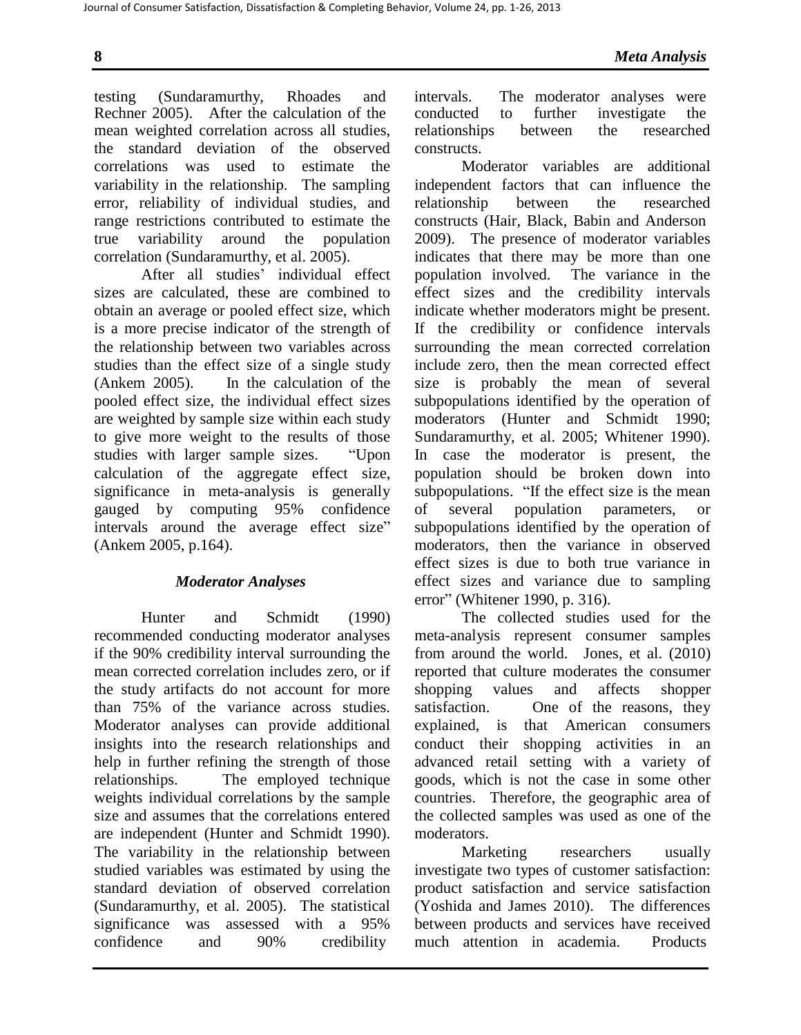testing (Sundaramurthy, Rhoades and Rechner 2005). After the calculation of the mean weighted correlation across all studies, the standard deviation of the observed correlations was used to estimate the variability in the relationship. The sampling error, reliability of individual studies, and range restrictions contributed to estimate the true variability around the population correlation (Sundaramurthy, et al. 2005).

After all studies' individual effect sizes are calculated, these are combined to obtain an average or pooled effect size, which is a more precise indicator of the strength of the relationship between two variables across studies than the effect size of a single study (Ankem 2005). In the calculation of the pooled effect size, the individual effect sizes are weighted by sample size within each study to give more weight to the results of those studies with larger sample sizes. "Upon calculation of the aggregate effect size, significance in meta-analysis is generally gauged by computing 95% confidence intervals around the average effect size" (Ankem 2005, p.164).

### *Moderator Analyses*

Hunter and Schmidt (1990) recommended conducting moderator analyses if the 90% credibility interval surrounding the mean corrected correlation includes zero, or if the study artifacts do not account for more than 75% of the variance across studies. Moderator analyses can provide additional insights into the research relationships and help in further refining the strength of those relationships. The employed technique weights individual correlations by the sample size and assumes that the correlations entered are independent (Hunter and Schmidt 1990). The variability in the relationship between studied variables was estimated by using the standard deviation of observed correlation (Sundaramurthy, et al. 2005). The statistical significance was assessed with a 95% confidence and 90% credibility intervals. The moderator analyses were conducted to further investigate the relationships between the researched constructs.

Moderator variables are additional independent factors that can influence the relationship between the researched constructs (Hair, Black, Babin and Anderson 2009). The presence of moderator variables indicates that there may be more than one population involved. The variance in the effect sizes and the credibility intervals indicate whether moderators might be present. If the credibility or confidence intervals surrounding the mean corrected correlation include zero, then the mean corrected effect size is probably the mean of several subpopulations identified by the operation of moderators (Hunter and Schmidt 1990; Sundaramurthy, et al. 2005; Whitener 1990). In case the moderator is present, the population should be broken down into subpopulations. "If the effect size is the mean of several population parameters, or subpopulations identified by the operation of moderators, then the variance in observed effect sizes is due to both true variance in effect sizes and variance due to sampling error" (Whitener 1990, p. 316).

The collected studies used for the meta-analysis represent consumer samples from around the world. Jones, et al. (2010) reported that culture moderates the consumer shopping values and affects shopper satisfaction. One of the reasons, they explained, is that American consumers conduct their shopping activities in an advanced retail setting with a variety of goods, which is not the case in some other countries. Therefore, the geographic area of the collected samples was used as one of the moderators.

Marketing researchers usually investigate two types of customer satisfaction: product satisfaction and service satisfaction (Yoshida and James 2010). The differences between products and services have received much attention in academia. Products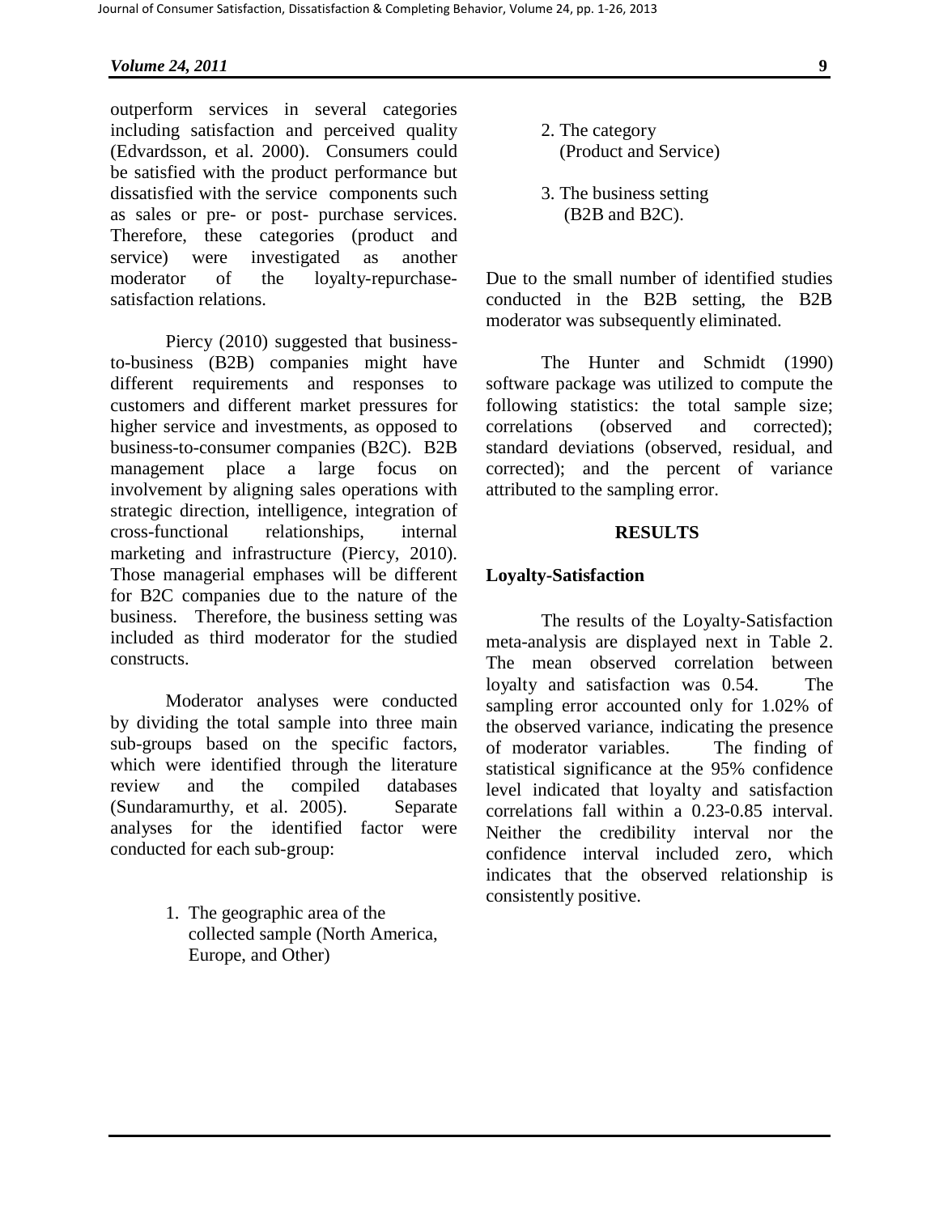outperform services in several categories including satisfaction and perceived quality (Edvardsson, et al. 2000). Consumers could be satisfied with the product performance but dissatisfied with the service components such as sales or pre- or post- purchase services. Therefore, these categories (product and service) were investigated as another moderator of the loyalty-repurchase-satisfaction relations.

Piercy (2010) suggested that business-to-business (B2B) companies might have different requirements and responses to customers and different market pressures for higher service and investments, as opposed to business-to-consumer companies (B2C). B2B management place a large focus on involvement by aligning sales operations with strategic direction, intelligence, integration of cross-functional relationships, internal marketing and infrastructure (Piercy, 2010). Those managerial emphases will be different for B2C companies due to the nature of the business. Therefore, the business setting was included as third moderator for the studied constructs.

Moderator analyses were conducted by dividing the total sample into three main sub-groups based on the specific factors, which were identified through the literature review and the compiled databases (Sundaramurthy, et al. 2005). Separate analyses for the identified factor were conducted for each sub-group:

1. The geographic area of the collected sample (North America, Europe, and Other)
2. The category (Product and Service)
3. The business setting (B2B and B2C).

Due to the small number of identified studies conducted in the B2B setting, the B2B moderator was subsequently eliminated.

The Hunter and Schmidt (1990) software package was utilized to compute the following statistics: the total sample size; correlations (observed and corrected); standard deviations (observed, residual, and corrected); and the percent of variance attributed to the sampling error.

## RESULTS

### Loyalty-Satisfaction

The results of the Loyalty-Satisfaction meta-analysis are displayed next in Table 2. The mean observed correlation between loyalty and satisfaction was 0.54. The sampling error accounted only for 1.02% of the observed variance, indicating the presence of moderator variables. The finding of statistical significance at the 95% confidence level indicated that loyalty and satisfaction correlations fall within a 0.23-0.85 interval. Neither the credibility interval nor the confidence interval included zero, which indicates that the observed relationship is consistently positive.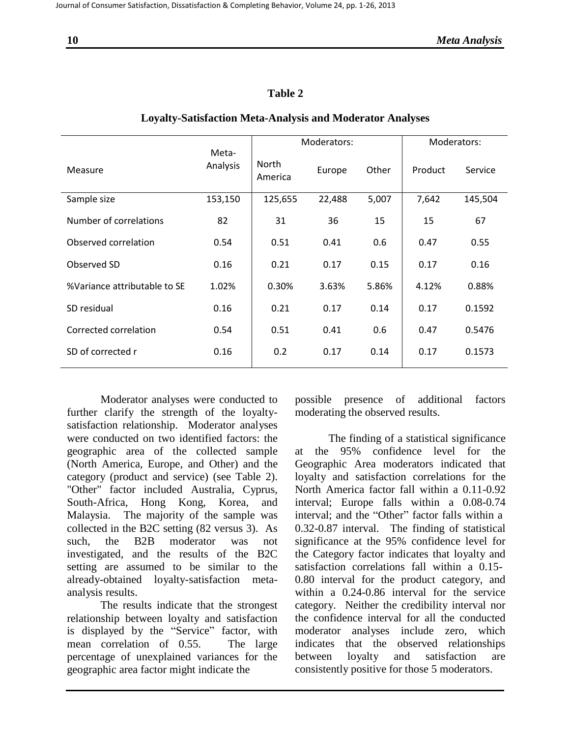## Table 2

### Loyalty-Satisfaction Meta-Analysis and Moderator Analyses

| Measure | Meta-Analysis | Moderators: | | | Moderators: | |
|---|---|---|---|---|---|---|
| | | North America | Europe | Other | Product | Service |
| Sample size | 153,150 | 125,655 | 22,488 | 5,007 | 7,642 | 145,504 |
| Number of correlations | 82 | 31 | 36 | 15 | 15 | 67 |
| Observed correlation | 0.54 | 0.51 | 0.41 | 0.6 | 0.47 | 0.55 |
| Observed SD | 0.16 | 0.21 | 0.17 | 0.15 | 0.17 | 0.16 |
| %Variance attributable to SE | 1.02% | 0.30% | 3.63% | 5.86% | 4.12% | 0.88% |
| SD residual | 0.16 | 0.21 | 0.17 | 0.14 | 0.17 | 0.1592 |
| Corrected correlation | 0.54 | 0.51 | 0.41 | 0.6 | 0.47 | 0.5476 |
| SD of corrected r | 0.16 | 0.2 | 0.17 | 0.14 | 0.17 | 0.1573 |

Moderator analyses were conducted to further clarify the strength of the loyalty-satisfaction relationship. Moderator analyses were conducted on two identified factors: the geographic area of the collected sample (North America, Europe, and Other) and the category (product and service) (see Table 2). "Other" factor included Australia, Cyprus, South-Africa, Hong Kong, Korea, and Malaysia. The majority of the sample was collected in the B2C setting (82 versus 3). As such, the B2B moderator was not investigated, and the results of the B2C setting are assumed to be similar to the already-obtained loyalty-satisfaction meta-analysis results.

The results indicate that the strongest relationship between loyalty and satisfaction is displayed by the "Service" factor, with mean correlation of 0.55. The large percentage of unexplained variances for the geographic area factor might indicate the possible presence of additional factors moderating the observed results.

The finding of a statistical significance at the 95% confidence level for the Geographic Area moderators indicated that loyalty and satisfaction correlations for the North America factor fall within a 0.11-0.92 interval; Europe falls within a 0.08-0.74 interval; and the "Other" factor falls within a 0.32-0.87 interval. The finding of statistical significance at the 95% confidence level for the Category factor indicates that loyalty and satisfaction correlations fall within a 0.15-0.80 interval for the product category, and within a 0.24-0.86 interval for the service category. Neither the credibility interval nor the confidence interval for all the conducted moderator analyses include zero, which indicates that the observed relationships between loyalty and satisfaction are consistently positive for those 5 moderators.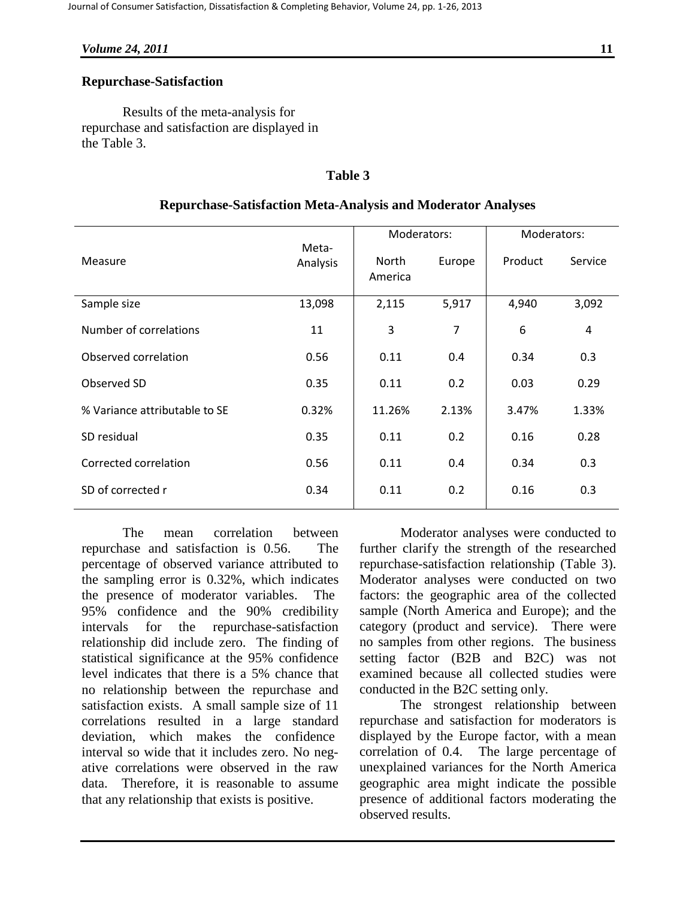### Repurchase-Satisfaction

Results of the meta-analysis for repurchase and satisfaction are displayed in the Table 3.

**Table 3**

**Repurchase-Satisfaction Meta-Analysis and Moderator Analyses**

| Measure | Meta-Analysis | Moderators: | | Moderators: | |
|---|---|---|---|---|---|
| | | North America | Europe | Product | Service |
| Sample size | 13,098 | 2,115 | 5,917 | 4,940 | 3,092 |
| Number of correlations | 11 | 3 | 7 | 6 | 4 |
| Observed correlation | 0.56 | 0.11 | 0.4 | 0.34 | 0.3 |
| Observed SD | 0.35 | 0.11 | 0.2 | 0.03 | 0.29 |
| % Variance attributable to SE | 0.32% | 11.26% | 2.13% | 3.47% | 1.33% |
| SD residual | 0.35 | 0.11 | 0.2 | 0.16 | 0.28 |
| Corrected correlation | 0.56 | 0.11 | 0.4 | 0.34 | 0.3 |
| SD of corrected r | 0.34 | 0.11 | 0.2 | 0.16 | 0.3 |

The mean correlation between repurchase and satisfaction is 0.56. The percentage of observed variance attributed to the sampling error is 0.32%, which indicates the presence of moderator variables. The 95% confidence and the 90% credibility intervals for the repurchase-satisfaction relationship did include zero. The finding of statistical significance at the 95% confidence level indicates that there is a 5% chance that no relationship between the repurchase and satisfaction exists. A small sample size of 11 correlations resulted in a large standard deviation, which makes the confidence interval so wide that it includes zero. No negative correlations were observed in the raw data. Therefore, it is reasonable to assume that any relationship that exists is positive.

Moderator analyses were conducted to further clarify the strength of the researched repurchase-satisfaction relationship (Table 3). Moderator analyses were conducted on two factors: the geographic area of the collected sample (North America and Europe); and the category (product and service). There were no samples from other regions. The business setting factor (B2B and B2C) was not examined because all collected studies were conducted in the B2C setting only.

The strongest relationship between repurchase and satisfaction for moderators is displayed by the Europe factor, with a mean correlation of 0.4. The large percentage of unexplained variances for the North America geographic area might indicate the possible presence of additional factors moderating the observed results.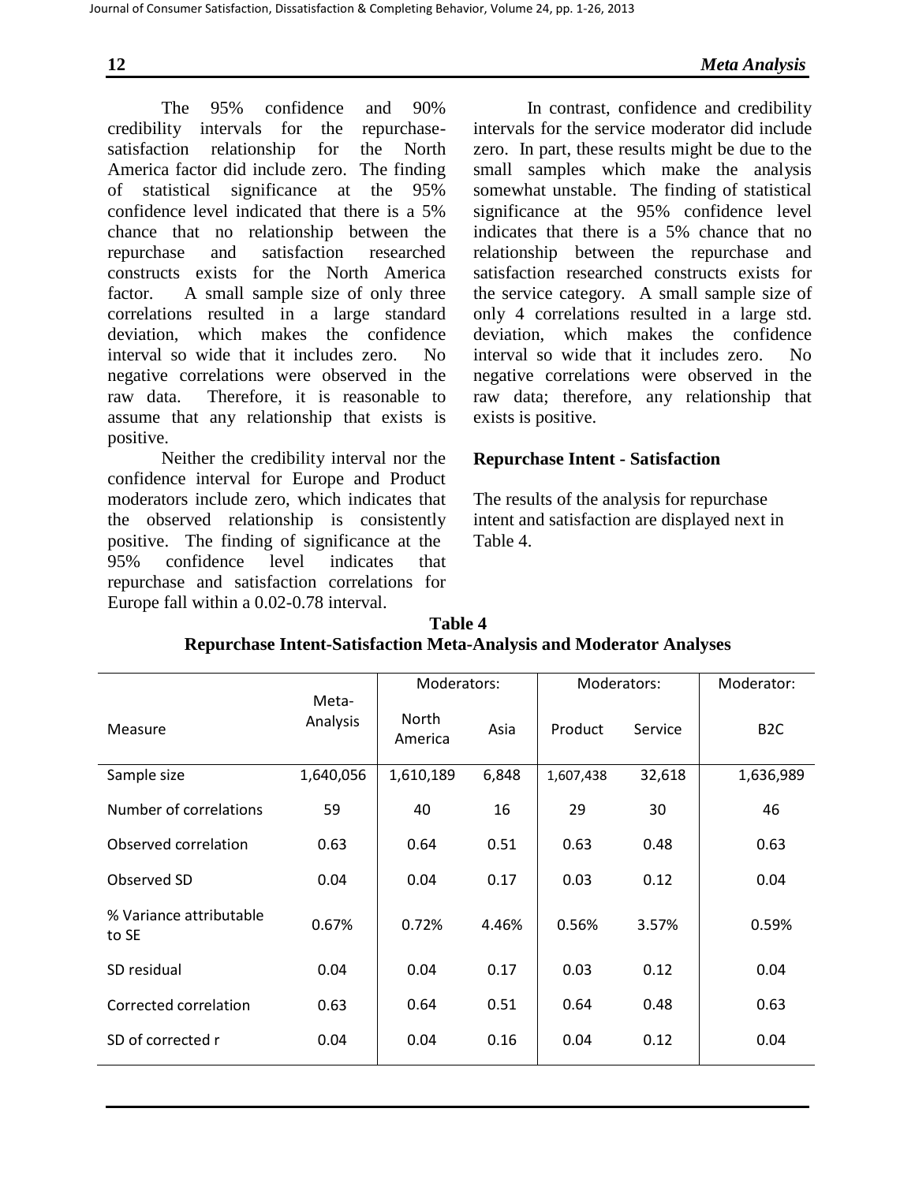The 95% confidence and 90% credibility intervals for the repurchase-satisfaction relationship for the North America factor did include zero. The finding of statistical significance at the 95% confidence level indicated that there is a 5% chance that no relationship between the repurchase and satisfaction researched constructs exists for the North America factor. A small sample size of only three correlations resulted in a large standard deviation, which makes the confidence interval so wide that it includes zero. No negative correlations were observed in the raw data. Therefore, it is reasonable to assume that any relationship that exists is positive.

Neither the credibility interval nor the confidence interval for Europe and Product moderators include zero, which indicates that the observed relationship is consistently positive. The finding of significance at the 95% confidence level indicates that repurchase and satisfaction correlations for Europe fall within a 0.02-0.78 interval.

In contrast, confidence and credibility intervals for the service moderator did include zero. In part, these results might be due to the small samples which make the analysis somewhat unstable. The finding of statistical significance at the 95% confidence level indicates that there is a 5% chance that no relationship between the repurchase and satisfaction researched constructs exists for the service category. A small sample size of only 4 correlations resulted in a large std. deviation, which makes the confidence interval so wide that it includes zero. No negative correlations were observed in the raw data; therefore, any relationship that exists is positive.

### Repurchase Intent - Satisfaction

The results of the analysis for repurchase intent and satisfaction are displayed next in Table 4.

**Table 4**
**Repurchase Intent-Satisfaction Meta-Analysis and Moderator Analyses**

| Measure | Meta-Analysis | Moderators: | | Moderators: | | Moderator: |
|---|---|---|---|---|---|---|
| | | North America | Asia | Product | Service | B2C |
| Sample size | 1,640,056 | 1,610,189 | 6,848 | 1,607,438 | 32,618 | 1,636,989 |
| Number of correlations | 59 | 40 | 16 | 29 | 30 | 46 |
| Observed correlation | 0.63 | 0.64 | 0.51 | 0.63 | 0.48 | 0.63 |
| Observed SD | 0.04 | 0.04 | 0.17 | 0.03 | 0.12 | 0.04 |
| % Variance attributable to SE | 0.67% | 0.72% | 4.46% | 0.56% | 3.57% | 0.59% |
| SD residual | 0.04 | 0.04 | 0.17 | 0.03 | 0.12 | 0.04 |
| Corrected correlation | 0.63 | 0.64 | 0.51 | 0.64 | 0.48 | 0.63 |
| SD of corrected r | 0.04 | 0.04 | 0.16 | 0.04 | 0.12 | 0.04 |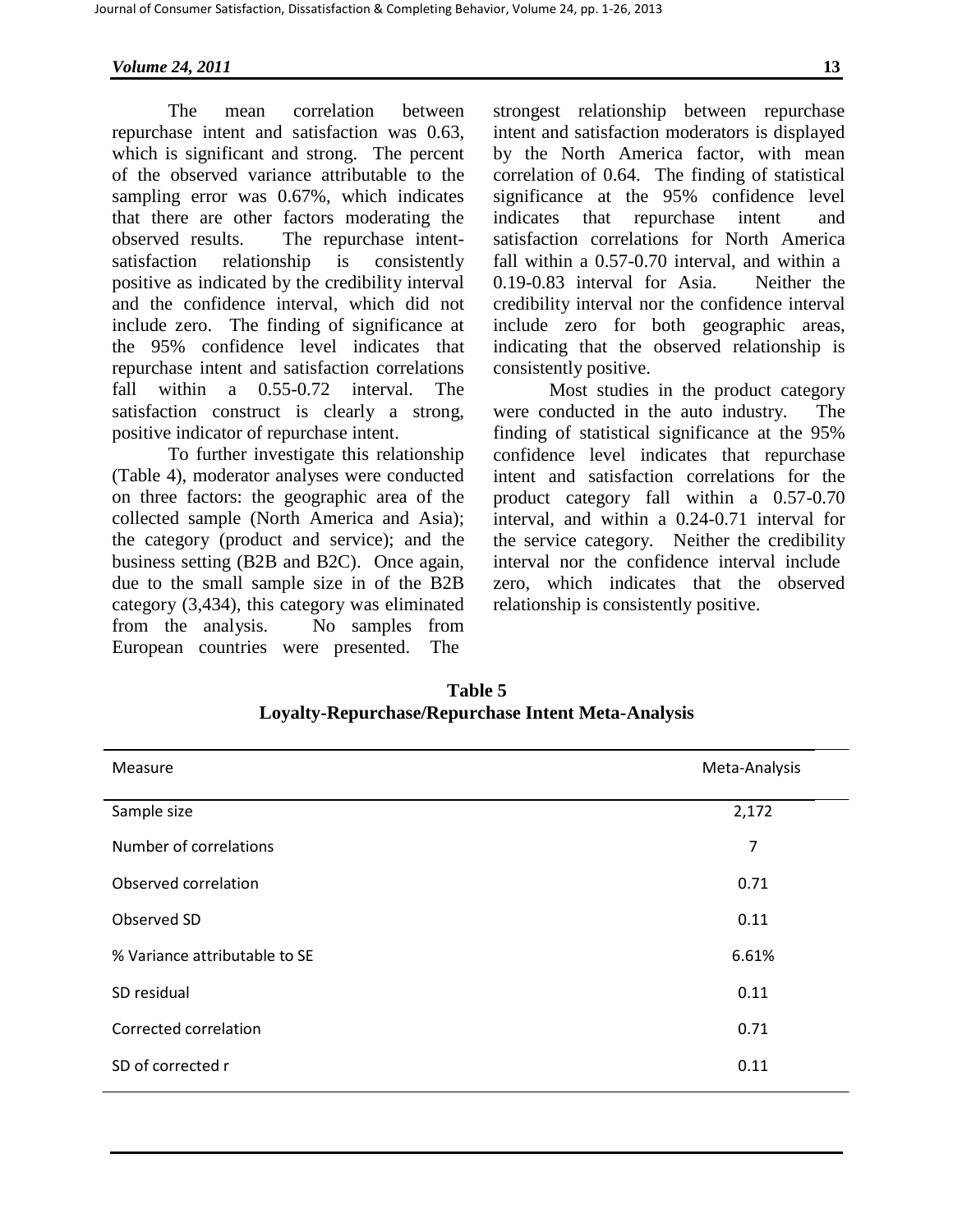The mean correlation between repurchase intent and satisfaction was 0.63, which is significant and strong. The percent of the observed variance attributable to the sampling error was 0.67%, which indicates that there are other factors moderating the observed results. The repurchase intent-satisfaction relationship is consistently positive as indicated by the credibility interval and the confidence interval, which did not include zero. The finding of significance at the 95% confidence level indicates that repurchase intent and satisfaction correlations fall within a 0.55-0.72 interval. The satisfaction construct is clearly a strong, positive indicator of repurchase intent.

To further investigate this relationship (Table 4), moderator analyses were conducted on three factors: the geographic area of the collected sample (North America and Asia); the category (product and service); and the business setting (B2B and B2C). Once again, due to the small sample size in of the B2B category (3,434), this category was eliminated from the analysis. No samples from European countries were presented. The strongest relationship between repurchase intent and satisfaction moderators is displayed by the North America factor, with mean correlation of 0.64. The finding of statistical significance at the 95% confidence level indicates that repurchase intent and satisfaction correlations for North America fall within a 0.57-0.70 interval, and within a 0.19-0.83 interval for Asia. Neither the credibility interval nor the confidence interval include zero for both geographic areas, indicating that the observed relationship is consistently positive.

Most studies in the product category were conducted in the auto industry. The finding of statistical significance at the 95% confidence level indicates that repurchase intent and satisfaction correlations for the product category fall within a 0.57-0.70 interval, and within a 0.24-0.71 interval for the service category. Neither the credibility interval nor the confidence interval include zero, which indicates that the observed relationship is consistently positive.

**Table 5**
**Loyalty-Repurchase/Repurchase Intent Meta-Analysis**

| Measure | Meta-Analysis |
|---|---|
| Sample size | 2,172 |
| Number of correlations | 7 |
| Observed correlation | 0.71 |
| Observed SD | 0.11 |
| % Variance attributable to SE | 6.61% |
| SD residual | 0.11 |
| Corrected correlation | 0.71 |
| SD of corrected r | 0.11 |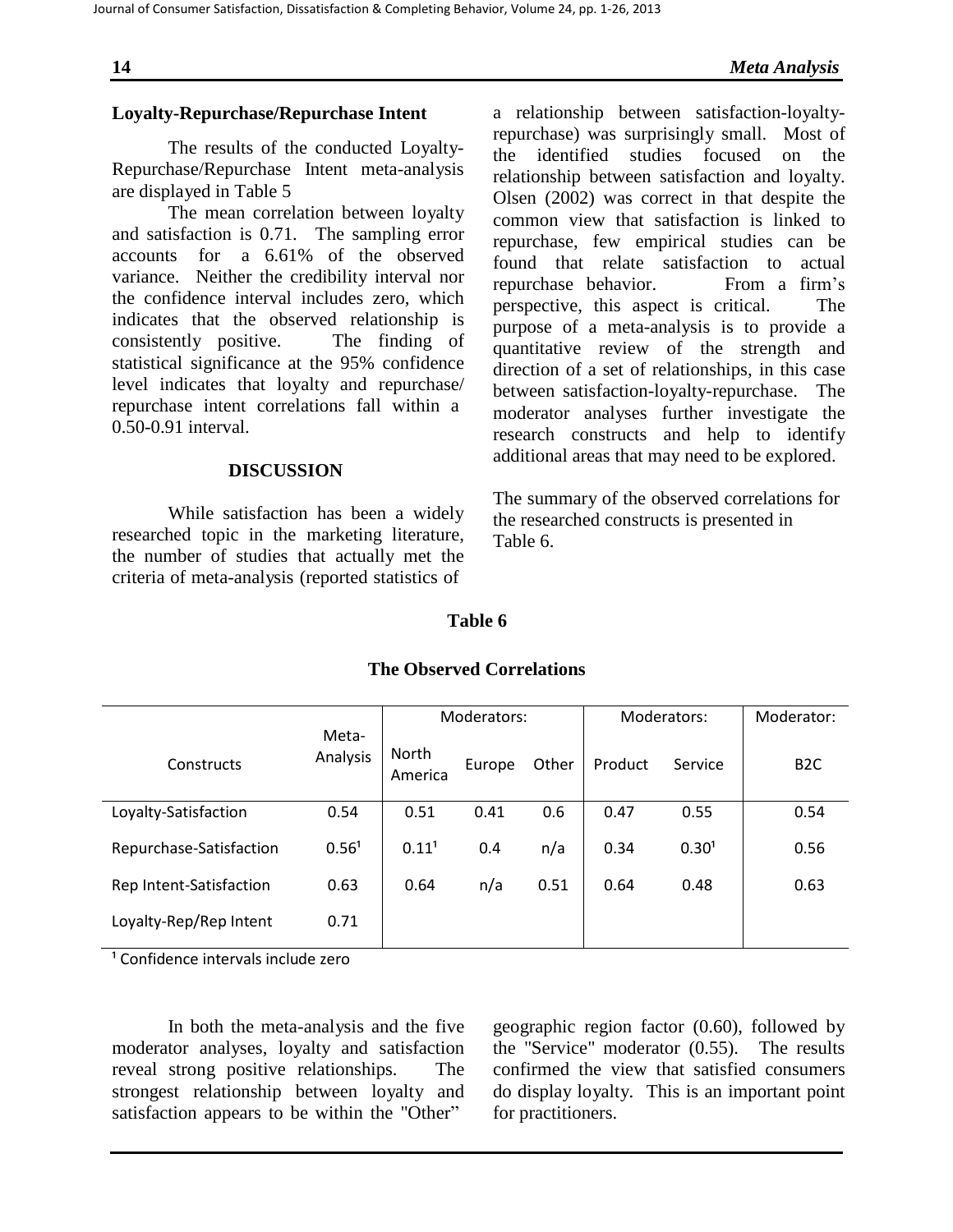### Loyalty-Repurchase/Repurchase Intent

The results of the conducted Loyalty-Repurchase/Repurchase Intent meta-analysis are displayed in Table 5

The mean correlation between loyalty and satisfaction is 0.71. The sampling error accounts for a 6.61% of the observed variance. Neither the credibility interval nor the confidence interval includes zero, which indicates that the observed relationship is consistently positive. The finding of statistical significance at the 95% confidence level indicates that loyalty and repurchase/ repurchase intent correlations fall within a 0.50-0.91 interval.

## DISCUSSION

While satisfaction has been a widely researched topic in the marketing literature, the number of studies that actually met the criteria of meta-analysis (reported statistics of a relationship between satisfaction-loyalty-repurchase) was surprisingly small. Most of the identified studies focused on the relationship between satisfaction and loyalty. Olsen (2002) was correct in that despite the common view that satisfaction is linked to repurchase, few empirical studies can be found that relate satisfaction to actual repurchase behavior. From a firm's perspective, this aspect is critical. The purpose of a meta-analysis is to provide a quantitative review of the strength and direction of a set of relationships, in this case between satisfaction-loyalty-repurchase. The moderator analyses further investigate the research constructs and help to identify additional areas that may need to be explored.

The summary of the observed correlations for the researched constructs is presented in Table 6.

**Table 6**

**The Observed Correlations**

| Constructs | Meta-Analysis | Moderators: North America | Europe | Other | Moderators: Product | Service | Moderator: B2C |
|---|---|---|---|---|---|---|---|
| Loyalty-Satisfaction | 0.54 | 0.51 | 0.41 | 0.6 | 0.47 | 0.55 | 0.54 |
| Repurchase-Satisfaction | 0.56[1] | 0.11[1] | 0.4 | n/a | 0.34 | 0.30[1] | 0.56 |
| Rep Intent-Satisfaction | 0.63 | 0.64 | n/a | 0.51 | 0.64 | 0.48 | 0.63 |
| Loyalty-Rep/Rep Intent | 0.71 | | | | | | |

[1] Confidence intervals include zero

In both the meta-analysis and the five moderator analyses, loyalty and satisfaction reveal strong positive relationships. The strongest relationship between loyalty and satisfaction appears to be within the "Other" geographic region factor (0.60), followed by the "Service" moderator (0.55). The results confirmed the view that satisfied consumers do display loyalty. This is an important point for practitioners.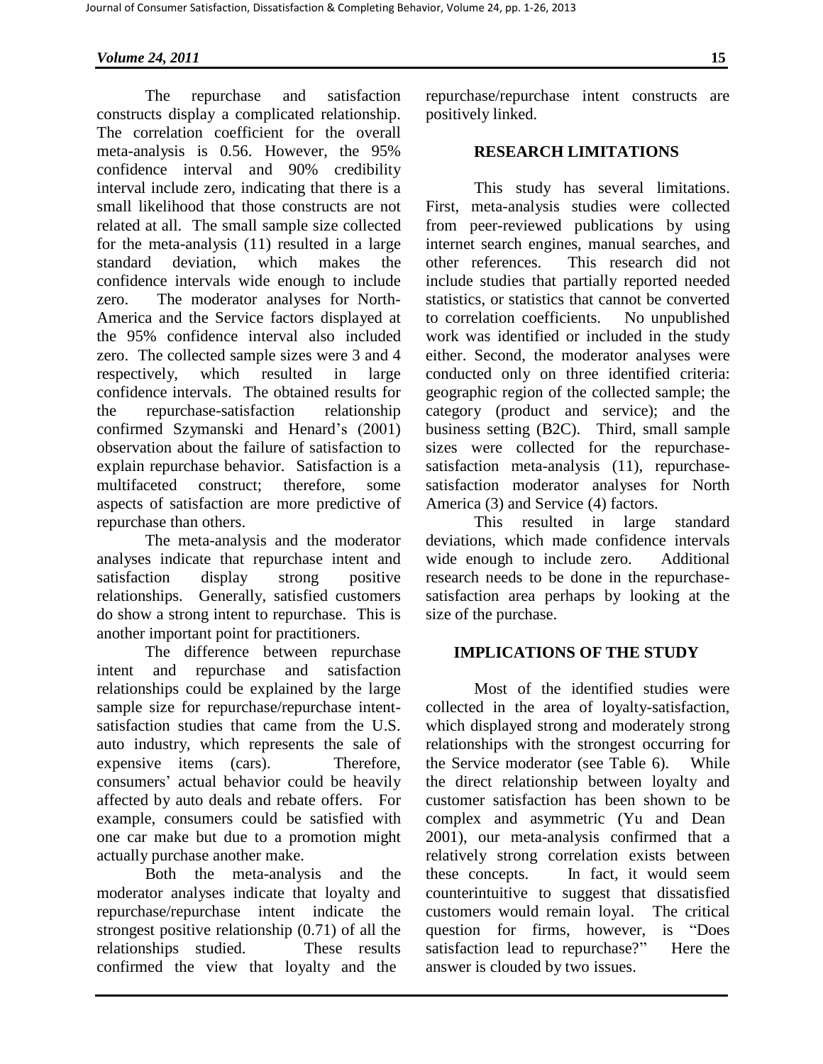The repurchase and satisfaction constructs display a complicated relationship. The correlation coefficient for the overall meta-analysis is 0.56. However, the 95% confidence interval and 90% credibility interval include zero, indicating that there is a small likelihood that those constructs are not related at all. The small sample size collected for the meta-analysis (11) resulted in a large standard deviation, which makes the confidence intervals wide enough to include zero. The moderator analyses for North-America and the Service factors displayed at the 95% confidence interval also included zero. The collected sample sizes were 3 and 4 respectively, which resulted in large confidence intervals. The obtained results for the repurchase-satisfaction relationship confirmed Szymanski and Henard's (2001) observation about the failure of satisfaction to explain repurchase behavior. Satisfaction is a multifaceted construct; therefore, some aspects of satisfaction are more predictive of repurchase than others.

The meta-analysis and the moderator analyses indicate that repurchase intent and satisfaction display strong positive relationships. Generally, satisfied customers do show a strong intent to repurchase. This is another important point for practitioners.

The difference between repurchase intent and repurchase and satisfaction relationships could be explained by the large sample size for repurchase/repurchase intent-satisfaction studies that came from the U.S. auto industry, which represents the sale of expensive items (cars). Therefore, consumers' actual behavior could be heavily affected by auto deals and rebate offers. For example, consumers could be satisfied with one car make but due to a promotion might actually purchase another make.

Both the meta-analysis and the moderator analyses indicate that loyalty and repurchase/repurchase intent indicate the strongest positive relationship (0.71) of all the relationships studied. These results confirmed the view that loyalty and the repurchase/repurchase intent constructs are positively linked.

## RESEARCH LIMITATIONS

This study has several limitations. First, meta-analysis studies were collected from peer-reviewed publications by using internet search engines, manual searches, and other references. This research did not include studies that partially reported needed statistics, or statistics that cannot be converted to correlation coefficients. No unpublished work was identified or included in the study either. Second, the moderator analyses were conducted only on three identified criteria: geographic region of the collected sample; the category (product and service); and the business setting (B2C). Third, small sample sizes were collected for the repurchase-satisfaction meta-analysis (11), repurchase-satisfaction moderator analyses for North America (3) and Service (4) factors.

This resulted in large standard deviations, which made confidence intervals wide enough to include zero. Additional research needs to be done in the repurchase-satisfaction area perhaps by looking at the size of the purchase.

## IMPLICATIONS OF THE STUDY

Most of the identified studies were collected in the area of loyalty-satisfaction, which displayed strong and moderately strong relationships with the strongest occurring for the Service moderator (see Table 6). While the direct relationship between loyalty and customer satisfaction has been shown to be complex and asymmetric (Yu and Dean 2001), our meta-analysis confirmed that a relatively strong correlation exists between these concepts. In fact, it would seem counterintuitive to suggest that dissatisfied customers would remain loyal. The critical question for firms, however, is "Does satisfaction lead to repurchase?" Here the answer is clouded by two issues.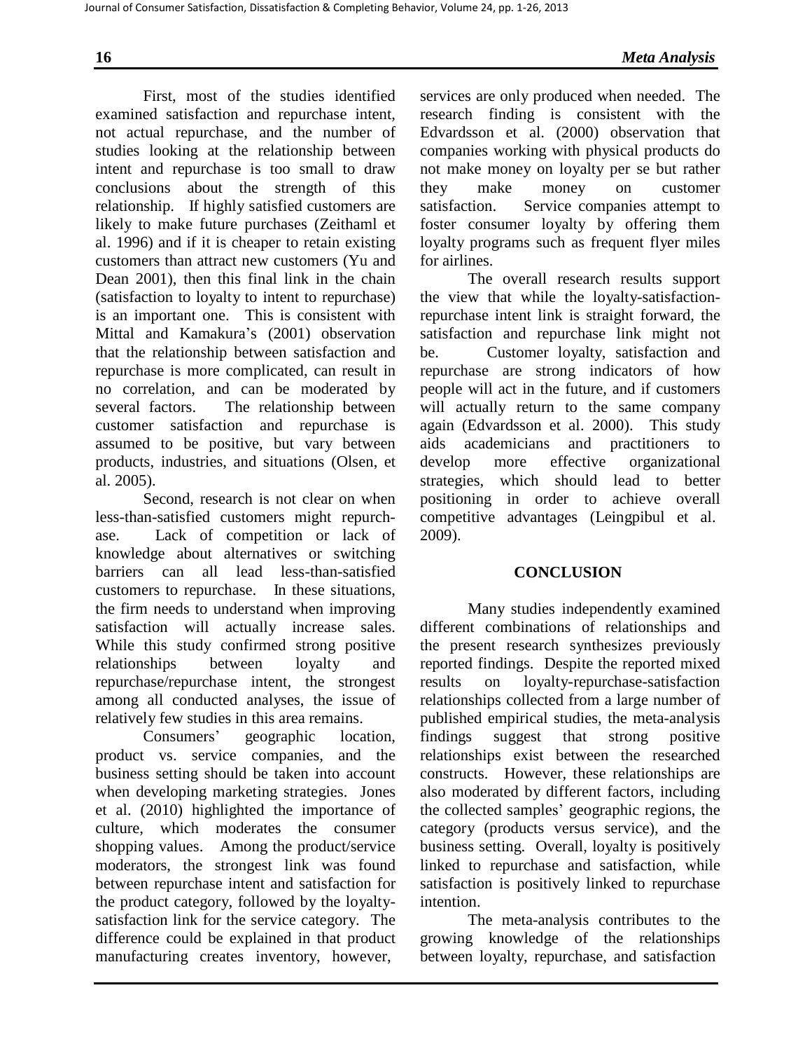First, most of the studies identified examined satisfaction and repurchase intent, not actual repurchase, and the number of studies looking at the relationship between intent and repurchase is too small to draw conclusions about the strength of this relationship. If highly satisfied customers are likely to make future purchases (Zeithaml et al. 1996) and if it is cheaper to retain existing customers than attract new customers (Yu and Dean 2001), then this final link in the chain (satisfaction to loyalty to intent to repurchase) is an important one. This is consistent with Mittal and Kamakura's (2001) observation that the relationship between satisfaction and repurchase is more complicated, can result in no correlation, and can be moderated by several factors. The relationship between customer satisfaction and repurchase is assumed to be positive, but vary between products, industries, and situations (Olsen, et al. 2005).

Second, research is not clear on when less-than-satisfied customers might repurchase. Lack of competition or lack of knowledge about alternatives or switching barriers can all lead less-than-satisfied customers to repurchase. In these situations, the firm needs to understand when improving satisfaction will actually increase sales. While this study confirmed strong positive relationships between loyalty and repurchase/repurchase intent, the strongest among all conducted analyses, the issue of relatively few studies in this area remains.

Consumers' geographic location, product vs. service companies, and the business setting should be taken into account when developing marketing strategies. Jones et al. (2010) highlighted the importance of culture, which moderates the consumer shopping values. Among the product/service moderators, the strongest link was found between repurchase intent and satisfaction for the product category, followed by the loyalty-satisfaction link for the service category. The difference could be explained in that product manufacturing creates inventory, however, services are only produced when needed. The research finding is consistent with the Edvardsson et al. (2000) observation that companies working with physical products do not make money on loyalty per se but rather they make money on customer satisfaction. Service companies attempt to foster consumer loyalty by offering them loyalty programs such as frequent flyer miles for airlines.

The overall research results support the view that while the loyalty-satisfaction-repurchase intent link is straight forward, the satisfaction and repurchase link might not be. Customer loyalty, satisfaction and repurchase are strong indicators of how people will act in the future, and if customers will actually return to the same company again (Edvardsson et al. 2000). This study aids academicians and practitioners to develop more effective organizational strategies, which should lead to better positioning in order to achieve overall competitive advantages (Leingpibul et al. 2009).

## CONCLUSION

Many studies independently examined different combinations of relationships and the present research synthesizes previously reported findings. Despite the reported mixed results on loyalty-repurchase-satisfaction relationships collected from a large number of published empirical studies, the meta-analysis findings suggest that strong positive relationships exist between the researched constructs. However, these relationships are also moderated by different factors, including the collected samples' geographic regions, the category (products versus service), and the business setting. Overall, loyalty is positively linked to repurchase and satisfaction, while satisfaction is positively linked to repurchase intention.

The meta-analysis contributes to the growing knowledge of the relationships between loyalty, repurchase, and satisfaction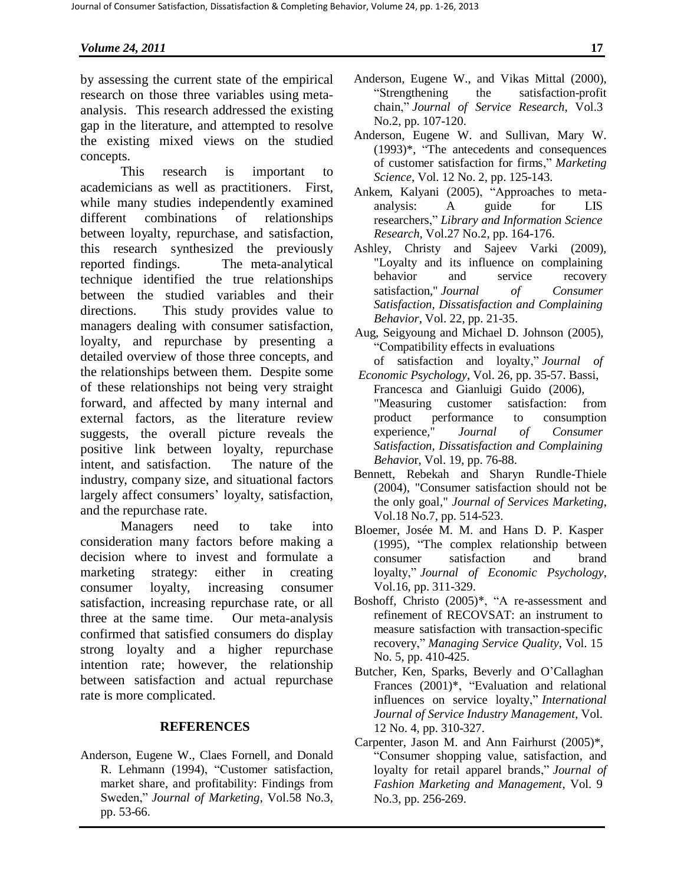by assessing the current state of the empirical research on those three variables using meta-analysis. This research addressed the existing gap in the literature, and attempted to resolve the existing mixed views on the studied concepts.

This research is important to academicians as well as practitioners. First, while many studies independently examined different combinations of relationships between loyalty, repurchase, and satisfaction, this research synthesized the previously reported findings. The meta-analytical technique identified the true relationships between the studied variables and their directions. This study provides value to managers dealing with consumer satisfaction, loyalty, and repurchase by presenting a detailed overview of those three concepts, and the relationships between them. Despite some of these relationships not being very straight forward, and affected by many internal and external factors, as the literature review suggests, the overall picture reveals the positive link between loyalty, repurchase intent, and satisfaction. The nature of the industry, company size, and situational factors largely affect consumers' loyalty, satisfaction, and the repurchase rate.

Managers need to take into consideration many factors before making a decision where to invest and formulate a marketing strategy: either in creating consumer loyalty, increasing consumer satisfaction, increasing repurchase rate, or all three at the same time. Our meta-analysis confirmed that satisfied consumers do display strong loyalty and a higher repurchase intention rate; however, the relationship between satisfaction and actual repurchase rate is more complicated.

## REFERENCES

Anderson, Eugene W., Claes Fornell, and Donald R. Lehmann (1994), "Customer satisfaction, market share, and profitability: Findings from Sweden," *Journal of Marketing*, Vol.58 No.3, pp. 53-66.

Anderson, Eugene W., and Vikas Mittal (2000), "Strengthening the satisfaction-profit chain," *Journal of Service Research*, Vol.3 No.2, pp. 107-120.

Anderson, Eugene W. and Sullivan, Mary W. (1993)*, "The antecedents and consequences of customer satisfaction for firms," *Marketing Science*, Vol. 12 No. 2, pp. 125-143.

Ankem, Kalyani (2005), "Approaches to meta-analysis: A guide for LIS researchers," *Library and Information Science Research*, Vol.27 No.2, pp. 164-176.

Ashley, Christy and Sajeev Varki (2009), "Loyalty and its influence on complaining behavior and service recovery satisfaction," *Journal of Consumer Satisfaction, Dissatisfaction and Complaining Behavior*, Vol. 22, pp. 21-35.

Aug, Seigyoung and Michael D. Johnson (2005), "Compatibility effects in evaluations of satisfaction and loyalty," *Journal of Economic Psychology*, Vol. 26, pp. 35-57.

Bassi, Francesca and Gianluigi Guido (2006), "Measuring customer satisfaction: from product performance to consumption experience," *Journal of Consumer Satisfaction, Dissatisfaction and Complaining Behavior*, Vol. 19, pp. 76-88.

Bennett, Rebekah and Sharyn Rundle-Thiele (2004), "Consumer satisfaction should not be the only goal," *Journal of Services Marketing*, Vol.18 No.7, pp. 514-523.

Bloemer, Josée M. M. and Hans D. P. Kasper (1995), "The complex relationship between consumer satisfaction and brand loyalty," *Journal of Economic Psychology*, Vol.16, pp. 311-329.

Boshoff, Christo (2005)*, "A re-assessment and refinement of RECOVSAT: an instrument to measure satisfaction with transaction-specific recovery," *Managing Service Quality*, Vol. 15 No. 5, pp. 410-425.

Butcher, Ken, Sparks, Beverly and O'Callaghan Frances (2001)*, "Evaluation and relational influences on service loyalty," *International Journal of Service Industry Management*, Vol. 12 No. 4, pp. 310-327.

Carpenter, Jason M. and Ann Fairhurst (2005)*, "Consumer shopping value, satisfaction, and loyalty for retail apparel brands," *Journal of Fashion Marketing and Management*, Vol. 9 No.3, pp. 256-269.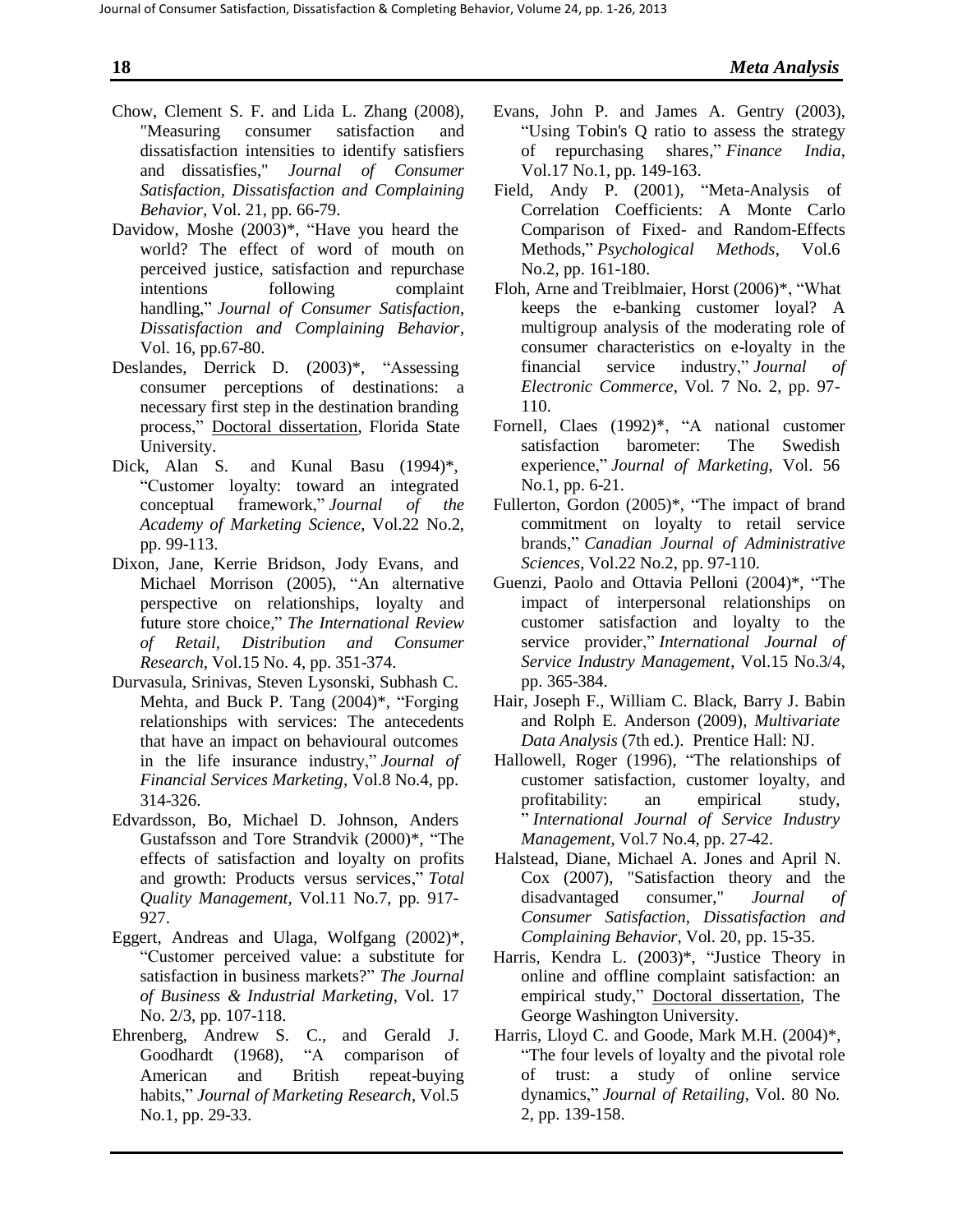Chow, Clement S. F. and Lida L. Zhang (2008), "Measuring consumer satisfaction and dissatisfaction intensities to identify satisfiers and dissatisfies," *Journal of Consumer Satisfaction, Dissatisfaction and Complaining Behavior*, Vol. 21, pp. 66-79.

Davidow, Moshe (2003)*, "Have you heard the world? The effect of word of mouth on perceived justice, satisfaction and repurchase intentions following complaint handling," *Journal of Consumer Satisfaction, Dissatisfaction and Complaining Behavior*, Vol. 16, pp.67-80.

Deslandes, Derrick D. (2003)*, "Assessing consumer perceptions of destinations: a necessary first step in the destination branding process," Doctoral dissertation, Florida State University.

Dick, Alan S. and Kunal Basu (1994)*, "Customer loyalty: toward an integrated conceptual framework," *Journal of the Academy of Marketing Science*, Vol.22 No.2, pp. 99-113.

Dixon, Jane, Kerrie Bridson, Jody Evans, and Michael Morrison (2005), "An alternative perspective on relationships, loyalty and future store choice," *The International Review of Retail, Distribution and Consumer Research*, Vol.15 No. 4, pp. 351-374.

Durvasula, Srinivas, Steven Lysonski, Subhash C. Mehta, and Buck P. Tang (2004)*, "Forging relationships with services: The antecedents that have an impact on behavioural outcomes in the life insurance industry," *Journal of Financial Services Marketing*, Vol.8 No.4, pp. 314-326.

Edvardsson, Bo, Michael D. Johnson, Anders Gustafsson and Tore Strandvik (2000)*, "The effects of satisfaction and loyalty on profits and growth: Products versus services," *Total Quality Management*, Vol.11 No.7, pp. 917-927.

Eggert, Andreas and Ulaga, Wolfgang (2002)*, "Customer perceived value: a substitute for satisfaction in business markets?" *The Journal of Business & Industrial Marketing*, Vol. 17 No. 2/3, pp. 107-118.

Ehrenberg, Andrew S. C., and Gerald J. Goodhardt (1968), "A comparison of American and British repeat-buying habits," *Journal of Marketing Research*, Vol.5 No.1, pp. 29-33.

Evans, John P. and James A. Gentry (2003), "Using Tobin's Q ratio to assess the strategy of repurchasing shares," *Finance India*, Vol.17 No.1, pp. 149-163.

Field, Andy P. (2001), "Meta-Analysis of Correlation Coefficients: A Monte Carlo Comparison of Fixed- and Random-Effects Methods," *Psychological Methods*, Vol.6 No.2, pp. 161-180.

Floh, Arne and Treiblmaier, Horst (2006)*, "What keeps the e-banking customer loyal? A multigroup analysis of the moderating role of consumer characteristics on e-loyalty in the financial service industry," *Journal of Electronic Commerce*, Vol. 7 No. 2, pp. 97-110.

Fornell, Claes (1992)*, "A national customer satisfaction barometer: The Swedish experience," *Journal of Marketing*, Vol. 56 No.1, pp. 6-21.

Fullerton, Gordon (2005)*, "The impact of brand commitment on loyalty to retail service brands," *Canadian Journal of Administrative Sciences*, Vol.22 No.2, pp. 97-110.

Guenzi, Paolo and Ottavia Pelloni (2004)*, "The impact of interpersonal relationships on customer satisfaction and loyalty to the service provider," *International Journal of Service Industry Management*, Vol.15 No.3/4, pp. 365-384.

Hair, Joseph F., William C. Black, Barry J. Babin and Rolph E. Anderson (2009), *Multivariate Data Analysis* (7th ed.). Prentice Hall: NJ.

Hallowell, Roger (1996), "The relationships of customer satisfaction, customer loyalty, and profitability: an empirical study, " *International Journal of Service Industry Management*, Vol.7 No.4, pp. 27-42.

Halstead, Diane, Michael A. Jones and April N. Cox (2007), "Satisfaction theory and the disadvantaged consumer," *Journal of Consumer Satisfaction, Dissatisfaction and Complaining Behavior*, Vol. 20, pp. 15-35.

Harris, Kendra L. (2003)*, "Justice Theory in online and offline complaint satisfaction: an empirical study," Doctoral dissertation, The George Washington University.

Harris, Lloyd C. and Goode, Mark M.H. (2004)*, "The four levels of loyalty and the pivotal role of trust: a study of online service dynamics," *Journal of Retailing*, Vol. 80 No. 2, pp. 139-158.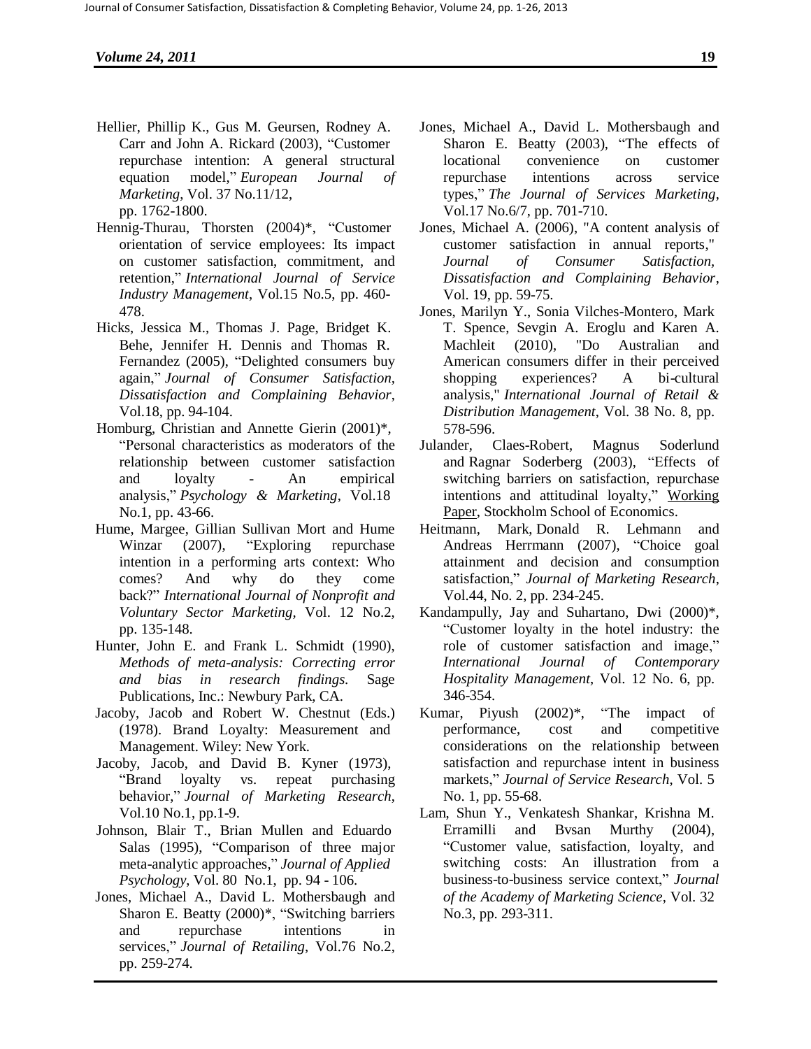Hellier, Phillip K., Gus M. Geursen, Rodney A. Carr and John A. Rickard (2003), "Customer repurchase intention: A general structural equation model," *European Journal of Marketing*, Vol. 37 No.11/12, pp. 1762-1800.

Hennig-Thurau, Thorsten (2004)*, "Customer orientation of service employees: Its impact on customer satisfaction, commitment, and retention," *International Journal of Service Industry Management*, Vol.15 No.5, pp. 460-478.

Hicks, Jessica M., Thomas J. Page, Bridget K. Behe, Jennifer H. Dennis and Thomas R. Fernandez (2005), "Delighted consumers buy again," *Journal of Consumer Satisfaction, Dissatisfaction and Complaining Behavior*, Vol.18, pp. 94-104.

Homburg, Christian and Annette Gierin (2001)*, "Personal characteristics as moderators of the relationship between customer satisfaction and loyalty - An empirical analysis," *Psychology & Marketing*, Vol.18 No.1, pp. 43-66.

Hume, Margee, Gillian Sullivan Mort and Hume Winzar (2007), "Exploring repurchase intention in a performing arts context: Who comes? And why do they come back?" *International Journal of Nonprofit and Voluntary Sector Marketing*, Vol. 12 No.2, pp. 135-148.

Hunter, John E. and Frank L. Schmidt (1990), *Methods of meta-analysis: Correcting error and bias in research findings.* Sage Publications, Inc.: Newbury Park, CA.

Jacoby, Jacob and Robert W. Chestnut (Eds.) (1978). Brand Loyalty: Measurement and Management. Wiley: New York.

Jacoby, Jacob, and David B. Kyner (1973), "Brand loyalty vs. repeat purchasing behavior," *Journal of Marketing Research*, Vol.10 No.1, pp.1-9.

Johnson, Blair T., Brian Mullen and Eduardo Salas (1995), "Comparison of three major meta-analytic approaches," *Journal of Applied Psychology*, Vol. 80 No.1, pp. 94 - 106.

Jones, Michael A., David L. Mothersbaugh and Sharon E. Beatty (2000)*, "Switching barriers and repurchase intentions in services," *Journal of Retailing*, Vol.76 No.2, pp. 259-274.

Jones, Michael A., David L. Mothersbaugh and Sharon E. Beatty (2003), "The effects of locational convenience on customer repurchase intentions across service types," *The Journal of Services Marketing*, Vol.17 No.6/7, pp. 701-710.

Jones, Michael A. (2006), "A content analysis of customer satisfaction in annual reports," *Journal of Consumer Satisfaction, Dissatisfaction and Complaining Behavior*, Vol. 19, pp. 59-75.

Jones, Marilyn Y., Sonia Vilches-Montero, Mark T. Spence, Sevgin A. Eroglu and Karen A. Machleit (2010), "Do Australian and American consumers differ in their perceived shopping experiences? A bi-cultural analysis," *International Journal of Retail & Distribution Management*, Vol. 38 No. 8, pp. 578-596.

Julander, Claes-Robert, Magnus Soderlund and Ragnar Soderberg (2003), "Effects of switching barriers on satisfaction, repurchase intentions and attitudinal loyalty," Working Paper, Stockholm School of Economics.

Heitmann, Mark, Donald R. Lehmann and Andreas Herrmann (2007), "Choice goal attainment and decision and consumption satisfaction," *Journal of Marketing Research*, Vol.44, No. 2, pp. 234-245.

Kandampully, Jay and Suhartano, Dwi (2000)*, "Customer loyalty in the hotel industry: the role of customer satisfaction and image," *International Journal of Contemporary Hospitality Management*, Vol. 12 No. 6, pp. 346-354.

Kumar, Piyush (2002)*, "The impact of performance, cost and competitive considerations on the relationship between satisfaction and repurchase intent in business markets," *Journal of Service Research*, Vol. 5 No. 1, pp. 55-68.

Lam, Shun Y., Venkatesh Shankar, Krishna M. Erramilli and Bvsan Murthy (2004), "Customer value, satisfaction, loyalty, and switching costs: An illustration from a business-to-business service context," *Journal of the Academy of Marketing Science*, Vol. 32 No.3, pp. 293-311.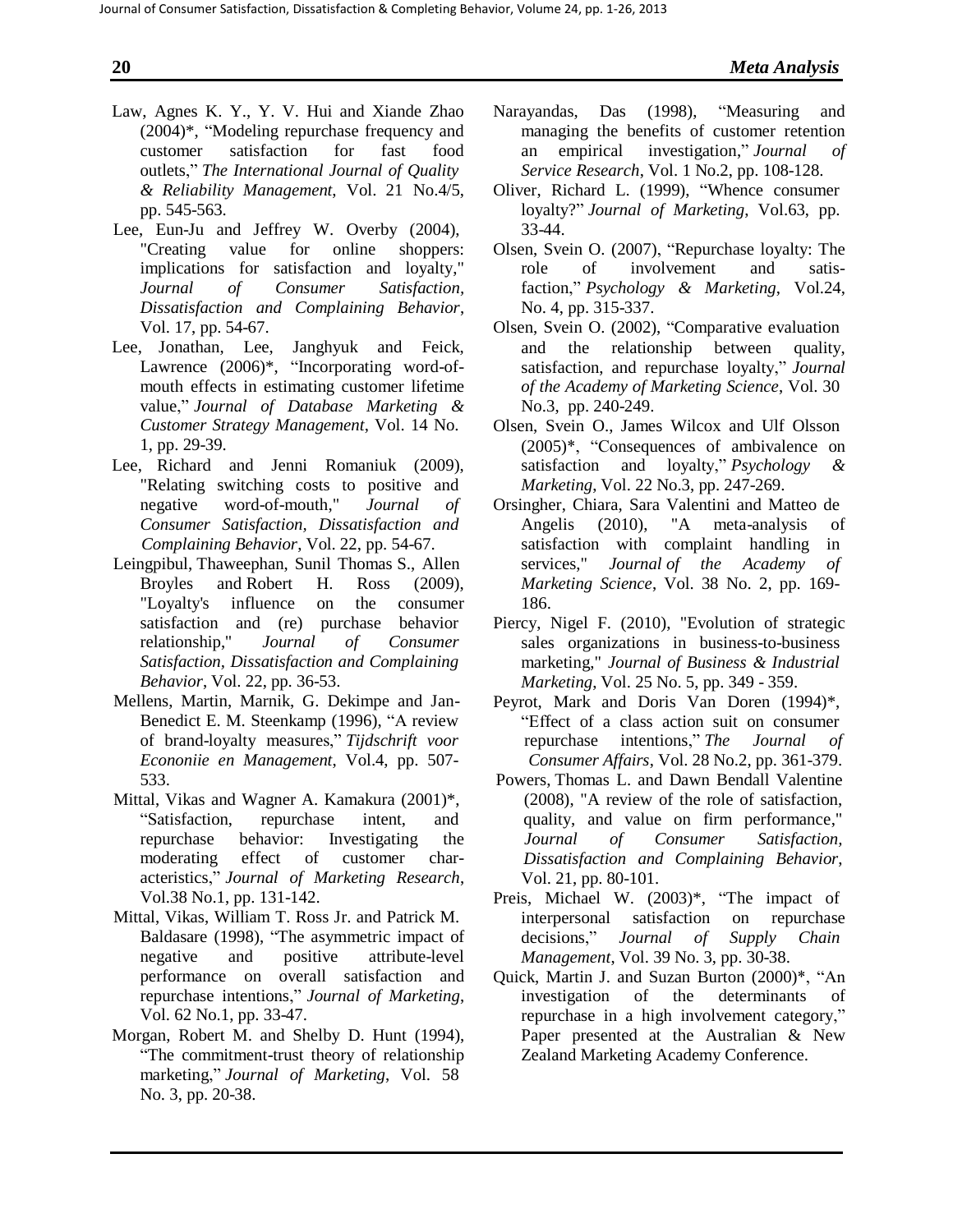Law, Agnes K. Y., Y. V. Hui and Xiande Zhao (2004)*, "Modeling repurchase frequency and customer satisfaction for fast food outlets," *The International Journal of Quality & Reliability Management*, Vol. 21 No.4/5, pp. 545-563.

Lee, Eun-Ju and Jeffrey W. Overby (2004), "Creating value for online shoppers: implications for satisfaction and loyalty," *Journal of Consumer Satisfaction, Dissatisfaction and Complaining Behavior*, Vol. 17, pp. 54-67.

Lee, Jonathan, Lee, Janghyuk and Feick, Lawrence (2006)*, "Incorporating word-of-mouth effects in estimating customer lifetime value," *Journal of Database Marketing & Customer Strategy Management*, Vol. 14 No. 1, pp. 29-39.

Lee, Richard and Jenni Romaniuk (2009), "Relating switching costs to positive and negative word-of-mouth," *Journal of Consumer Satisfaction, Dissatisfaction and Complaining Behavior*, Vol. 22, pp. 54-67.

Leingpibul, Thaweephan, Sunil Thomas S., Allen Broyles and Robert H. Ross (2009), "Loyalty's influence on the consumer satisfaction and (re) purchase behavior relationship," *Journal of Consumer Satisfaction, Dissatisfaction and Complaining Behavior*, Vol. 22, pp. 36-53.

Mellens, Martin, Marnik, G. Dekimpe and Jan-Benedict E. M. Steenkamp (1996), "A review of brand-loyalty measures," *Tijdschrift voor Econoniie en Management*, Vol.4, pp. 507-533.

Mittal, Vikas and Wagner A. Kamakura (2001)*, "Satisfaction, repurchase intent, and repurchase behavior: Investigating the moderating effect of customer characteristics," *Journal of Marketing Research*, Vol.38 No.1, pp. 131-142.

Mittal, Vikas, William T. Ross Jr. and Patrick M. Baldasare (1998), "The asymmetric impact of negative and positive attribute-level performance on overall satisfaction and repurchase intentions," *Journal of Marketing*, Vol. 62 No.1, pp. 33-47.

Morgan, Robert M. and Shelby D. Hunt (1994), "The commitment-trust theory of relationship marketing," *Journal of Marketing*, Vol. 58 No. 3, pp. 20-38.

Narayandas, Das (1998), "Measuring and managing the benefits of customer retention an empirical investigation," *Journal of Service Research*, Vol. 1 No.2, pp. 108-128.

Oliver, Richard L. (1999), "Whence consumer loyalty?" *Journal of Marketing*, Vol.63, pp. 33-44.

Olsen, Svein O. (2007), "Repurchase loyalty: The role of involvement and satisfaction," *Psychology & Marketing*, Vol.24, No. 4, pp. 315-337.

Olsen, Svein O. (2002), "Comparative evaluation and the relationship between quality, satisfaction, and repurchase loyalty," *Journal of the Academy of Marketing Science*, Vol. 30 No.3, pp. 240-249.

Olsen, Svein O., James Wilcox and Ulf Olsson (2005)*, "Consequences of ambivalence on satisfaction and loyalty," *Psychology & Marketing*, Vol. 22 No.3, pp. 247-269.

Orsingher, Chiara, Sara Valentini and Matteo de Angelis (2010), "A meta-analysis of satisfaction with complaint handling in services," *Journal of the Academy of Marketing Science*, Vol. 38 No. 2, pp. 169-186.

Piercy, Nigel F. (2010), "Evolution of strategic sales organizations in business-to-business marketing," *Journal of Business & Industrial Marketing*, Vol. 25 No. 5, pp. 349 - 359.

Peyrot, Mark and Doris Van Doren (1994)*, "Effect of a class action suit on consumer repurchase intentions," *The Journal of Consumer Affairs*, Vol. 28 No.2, pp. 361-379.

Powers, Thomas L. and Dawn Bendall Valentine (2008), "A review of the role of satisfaction, quality, and value on firm performance," *Journal of Consumer Satisfaction, Dissatisfaction and Complaining Behavior*, Vol. 21, pp. 80-101.

Preis, Michael W. (2003)*, "The impact of interpersonal satisfaction on repurchase decisions," *Journal of Supply Chain Management*, Vol. 39 No. 3, pp. 30-38.

Quick, Martin J. and Suzan Burton (2000)*, "An investigation of the determinants of repurchase in a high involvement category," Paper presented at the Australian & New Zealand Marketing Academy Conference.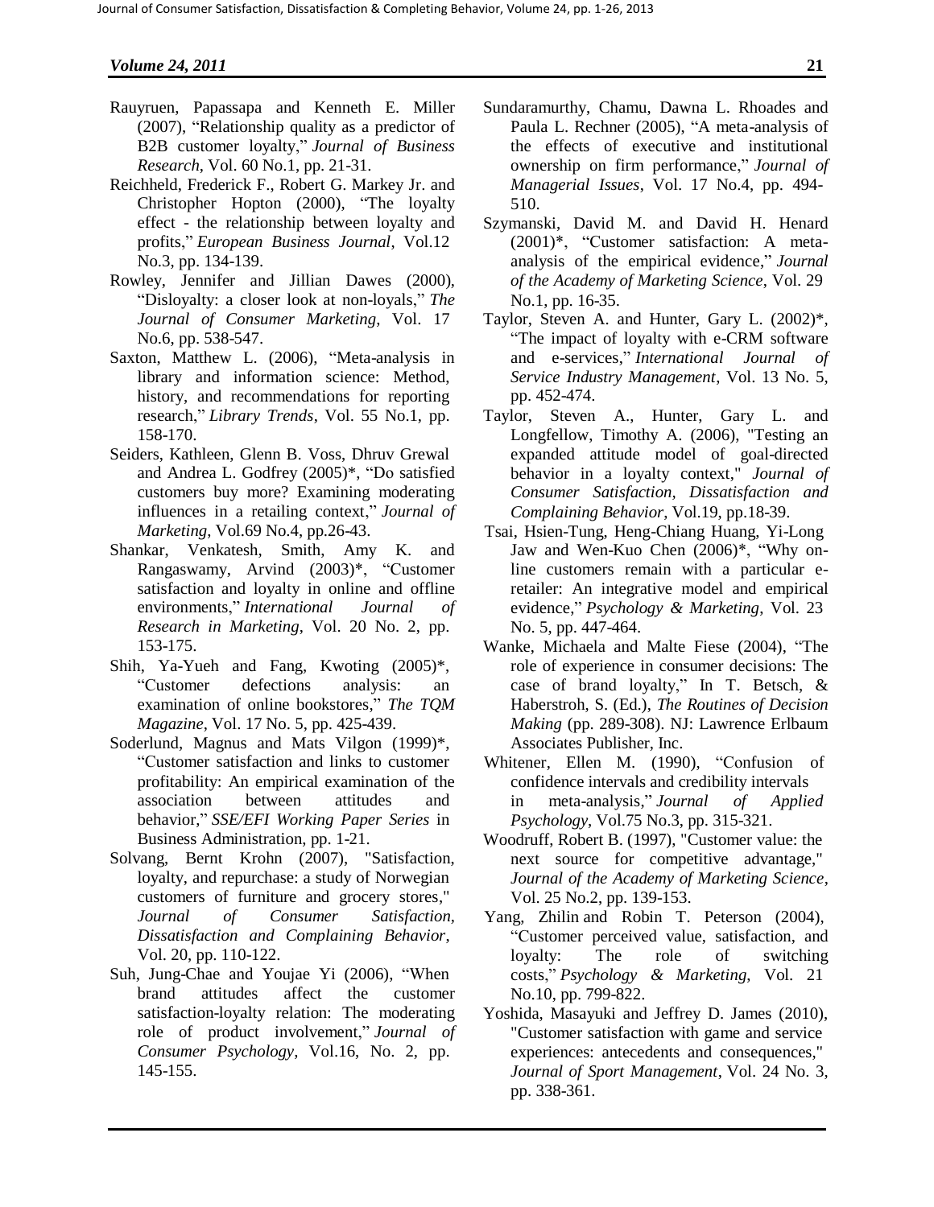Rauyruen, Papassapa and Kenneth E. Miller (2007), "Relationship quality as a predictor of B2B customer loyalty," *Journal of Business Research*, Vol. 60 No.1, pp. 21-31.

Reichheld, Frederick F., Robert G. Markey Jr. and Christopher Hopton (2000), "The loyalty effect - the relationship between loyalty and profits," *European Business Journal*, Vol.12 No.3, pp. 134-139.

Rowley, Jennifer and Jillian Dawes (2000), "Disloyalty: a closer look at non-loyals," *The Journal of Consumer Marketing*, Vol. 17 No.6, pp. 538-547.

Saxton, Matthew L. (2006), "Meta-analysis in library and information science: Method, history, and recommendations for reporting research," *Library Trends*, Vol. 55 No.1, pp. 158-170.

Seiders, Kathleen, Glenn B. Voss, Dhruv Grewal and Andrea L. Godfrey (2005)*, "Do satisfied customers buy more? Examining moderating influences in a retailing context," *Journal of Marketing*, Vol.69 No.4, pp.26-43.

Shankar, Venkatesh, Smith, Amy K. and Rangaswamy, Arvind (2003)*, "Customer satisfaction and loyalty in online and offline environments," *International Journal of Research in Marketing*, Vol. 20 No. 2, pp. 153-175.

Shih, Ya-Yueh and Fang, Kwoting (2005)*, "Customer defections analysis: an examination of online bookstores," *The TQM Magazine*, Vol. 17 No. 5, pp. 425-439.

Soderlund, Magnus and Mats Vilgon (1999)*, "Customer satisfaction and links to customer profitability: An empirical examination of the association between attitudes and behavior," *SSE/EFI Working Paper Series* in Business Administration, pp. 1-21.

Solvang, Bernt Krohn (2007), "Satisfaction, loyalty, and repurchase: a study of Norwegian customers of furniture and grocery stores," *Journal of Consumer Satisfaction, Dissatisfaction and Complaining Behavior*, Vol. 20, pp. 110-122.

Suh, Jung-Chae and Youjae Yi (2006), "When brand attitudes affect the customer satisfaction-loyalty relation: The moderating role of product involvement," *Journal of Consumer Psychology*, Vol.16, No. 2, pp. 145-155.

Sundaramurthy, Chamu, Dawna L. Rhoades and Paula L. Rechner (2005), "A meta-analysis of the effects of executive and institutional ownership on firm performance," *Journal of Managerial Issues*, Vol. 17 No.4, pp. 494-510.

Szymanski, David M. and David H. Henard (2001)*, "Customer satisfaction: A meta-analysis of the empirical evidence," *Journal of the Academy of Marketing Science*, Vol. 29 No.1, pp. 16-35.

Taylor, Steven A. and Hunter, Gary L. (2002)*, "The impact of loyalty with e-CRM software and e-services," *International Journal of Service Industry Management*, Vol. 13 No. 5, pp. 452-474.

Taylor, Steven A., Hunter, Gary L. and Longfellow, Timothy A. (2006), "Testing an expanded attitude model of goal-directed behavior in a loyalty context," *Journal of Consumer Satisfaction, Dissatisfaction and Complaining Behavior*, Vol.19, pp.18-39.

Tsai, Hsien-Tung, Heng-Chiang Huang, Yi-Long Jaw and Wen-Kuo Chen (2006)*, "Why on-line customers remain with a particular e-retailer: An integrative model and empirical evidence," *Psychology & Marketing*, Vol. 23 No. 5, pp. 447-464.

Wanke, Michaela and Malte Fiese (2004), "The role of experience in consumer decisions: The case of brand loyalty," In T. Betsch, & Haberstroh, S. (Ed.), *The Routines of Decision Making* (pp. 289-308). NJ: Lawrence Erlbaum Associates Publisher, Inc.

Whitener, Ellen M. (1990), "Confusion of confidence intervals and credibility intervals in meta-analysis," *Journal of Applied Psychology*, Vol.75 No.3, pp. 315-321.

Woodruff, Robert B. (1997), "Customer value: the next source for competitive advantage," *Journal of the Academy of Marketing Science*, Vol. 25 No.2, pp. 139-153.

Yang, Zhilin and Robin T. Peterson (2004), "Customer perceived value, satisfaction, and loyalty: The role of switching costs," *Psychology & Marketing*, Vol. 21 No.10, pp. 799-822.

Yoshida, Masayuki and Jeffrey D. James (2010), "Customer satisfaction with game and service experiences: antecedents and consequences," *Journal of Sport Management*, Vol. 24 No. 3, pp. 338-361.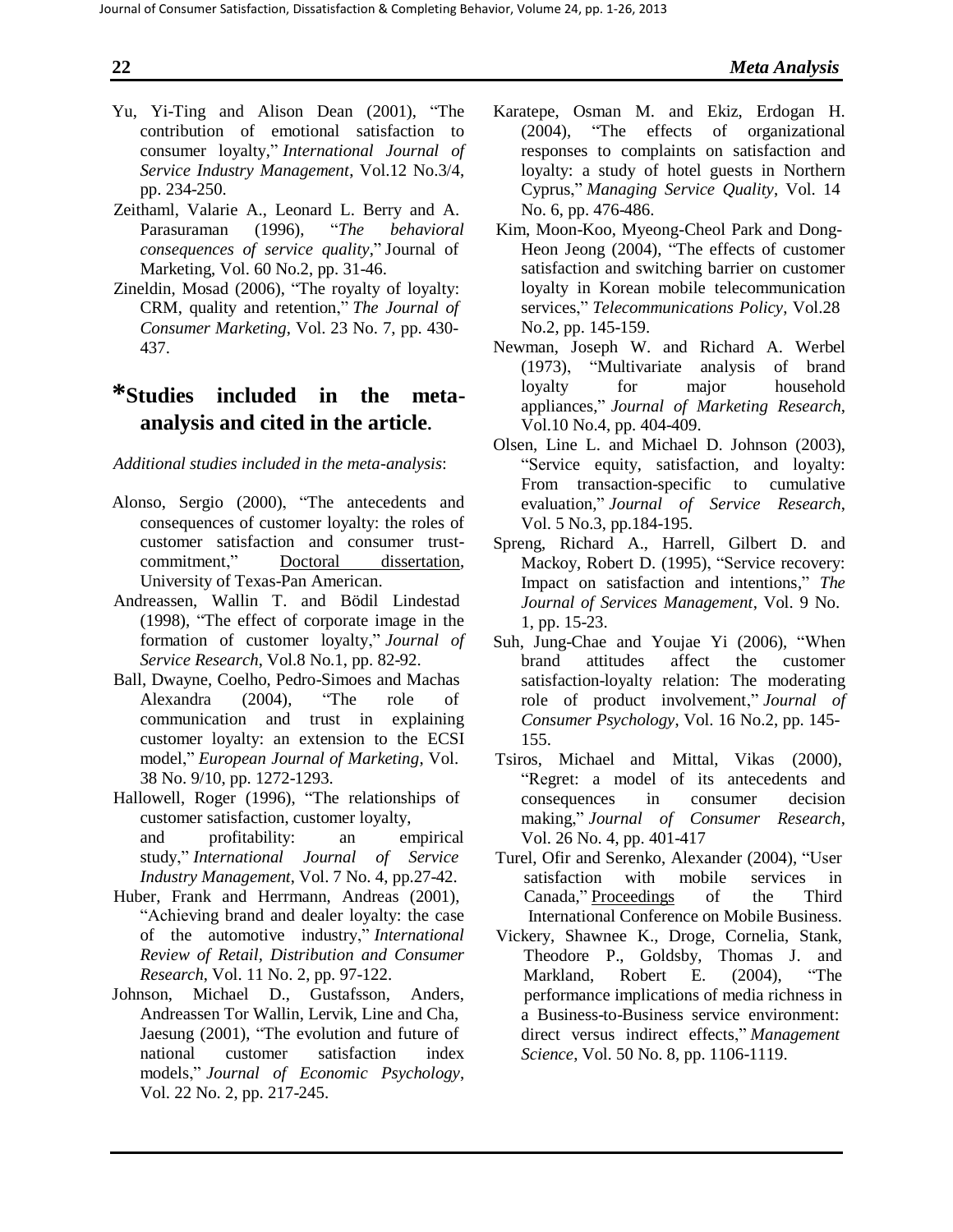Yu, Yi-Ting and Alison Dean (2001), "The contribution of emotional satisfaction to consumer loyalty," *International Journal of Service Industry Management*, Vol.12 No.3/4, pp. 234-250.

Zeithaml, Valarie A., Leonard L. Berry and A. Parasuraman (1996), "*The behavioral consequences of service quality*," Journal of Marketing, Vol. 60 No.2, pp. 31-46.

Zineldin, Mosad (2006), "The royalty of loyalty: CRM, quality and retention," *The Journal of Consumer Marketing*, Vol. 23 No. 7, pp. 430-437.

## *Studies included in the meta-analysis and cited in the article.

*Additional studies included in the meta-analysis*:

Alonso, Sergio (2000), "The antecedents and consequences of customer loyalty: the roles of customer satisfaction and consumer trust-commitment," Doctoral dissertation, University of Texas-Pan American.

Andreassen, Wallin T. and Bödil Lindestad (1998), "The effect of corporate image in the formation of customer loyalty," *Journal of Service Research*, Vol.8 No.1, pp. 82-92.

Ball, Dwayne, Coelho, Pedro-Simoes and Machas Alexandra (2004), "The role of communication and trust in explaining customer loyalty: an extension to the ECSI model," *European Journal of Marketing*, Vol. 38 No. 9/10, pp. 1272-1293.

Hallowell, Roger (1996), "The relationships of customer satisfaction, customer loyalty, and profitability: an empirical study," *International Journal of Service Industry Management*, Vol. 7 No. 4, pp.27-42.

Huber, Frank and Herrmann, Andreas (2001), "Achieving brand and dealer loyalty: the case of the automotive industry," *International Review of Retail, Distribution and Consumer Research*, Vol. 11 No. 2, pp. 97-122.

Johnson, Michael D., Gustafsson, Anders, Andreassen Tor Wallin, Lervik, Line and Cha, Jaesung (2001), "The evolution and future of national customer satisfaction index models," *Journal of Economic Psychology*, Vol. 22 No. 2, pp. 217-245.

Karatepe, Osman M. and Ekiz, Erdogan H. (2004), "The effects of organizational responses to complaints on satisfaction and loyalty: a study of hotel guests in Northern Cyprus," *Managing Service Quality*, Vol. 14 No. 6, pp. 476-486.

Kim, Moon-Koo, Myeong-Cheol Park and Dong-Heon Jeong (2004), "The effects of customer satisfaction and switching barrier on customer loyalty in Korean mobile telecommunication services," *Telecommunications Policy*, Vol.28 No.2, pp. 145-159.

Newman, Joseph W. and Richard A. Werbel (1973), "Multivariate analysis of brand loyalty for major household appliances," *Journal of Marketing Research*, Vol.10 No.4, pp. 404-409.

Olsen, Line L. and Michael D. Johnson (2003), "Service equity, satisfaction, and loyalty: From transaction-specific to cumulative evaluation," *Journal of Service Research*, Vol. 5 No.3, pp.184-195.

Spreng, Richard A., Harrell, Gilbert D. and Mackoy, Robert D. (1995), "Service recovery: Impact on satisfaction and intentions," *The Journal of Services Management*, Vol. 9 No. 1, pp. 15-23.

Suh, Jung-Chae and Youjae Yi (2006), "When brand attitudes affect the customer satisfaction-loyalty relation: The moderating role of product involvement," *Journal of Consumer Psychology*, Vol. 16 No.2, pp. 145-155.

Tsiros, Michael and Mittal, Vikas (2000), "Regret: a model of its antecedents and consequences in consumer decision making," *Journal of Consumer Research*, Vol. 26 No. 4, pp. 401-417

Turel, Ofir and Serenko, Alexander (2004), "User satisfaction with mobile services in Canada," Proceedings of the Third International Conference on Mobile Business.

Vickery, Shawnee K., Droge, Cornelia, Stank, Theodore P., Goldsby, Thomas J. and Markland, Robert E. (2004), "The performance implications of media richness in a Business-to-Business service environment: direct versus indirect effects," *Management Science*, Vol. 50 No. 8, pp. 1106-1119.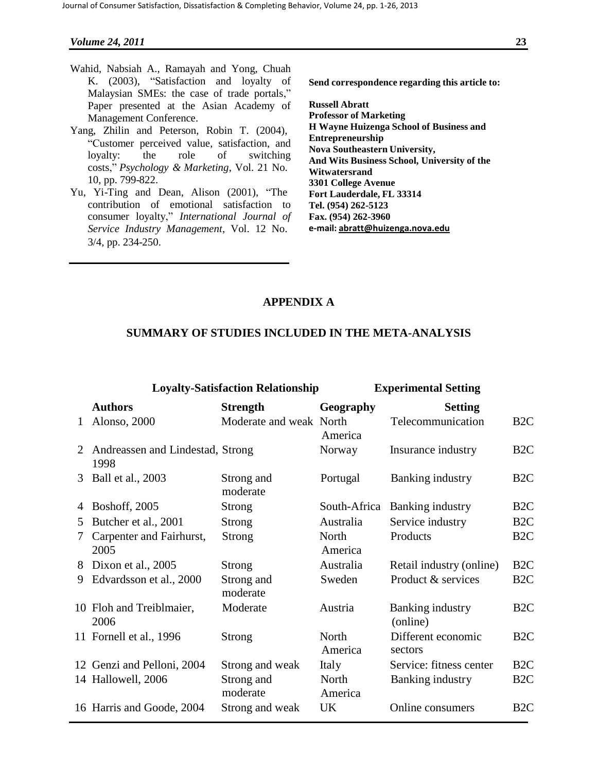Wahid, Nabsiah A., Ramayah and Yong, Chuah K. (2003), "Satisfaction and loyalty of Malaysian SMEs: the case of trade portals," Paper presented at the Asian Academy of Management Conference.

Yang, Zhilin and Peterson, Robin T. (2004), "Customer perceived value, satisfaction, and loyalty: the role of switching costs," *Psychology & Marketing*, Vol. 21 No. 10, pp. 799-822.

Yu, Yi-Ting and Dean, Alison (2001), "The contribution of emotional satisfaction to consumer loyalty," *International Journal of Service Industry Management*, Vol. 12 No. 3/4, pp. 234-250.

**Send correspondence regarding this article to:**

**Russell Abratt**
**Professor of Marketing**
**H Wayne Huizenga School of Business and Entrepreneurship**
**Nova Southeastern University,**
**And Wits Business School, University of the Witwatersrand**
**3301 College Avenue**
**Fort Lauderdale, FL 33314**
**Tel. (954) 262-5123**
**Fax. (954) 262-3960**
**e-mail: abratt@huizenga.nova.edu**

## APPENDIX A

## SUMMARY OF STUDIES INCLUDED IN THE META-ANALYSIS

| | Loyalty-Satisfaction Relationship | | Experimental Setting | | |
|---|---|---|---|---|---|
| | **Authors** | **Strength** | **Geography** | **Setting** | |
| 1 | Alonso, 2000 | Moderate and weak | North America | Telecommunication | B2C |
| 2 | Andreassen and Lindestad, 1998 | Strong | Norway | Insurance industry | B2C |
| 3 | Ball et al., 2003 | Strong and moderate | Portugal | Banking industry | B2C |
| 4 | Boshoff, 2005 | Strong | South-Africa | Banking industry | B2C |
| 5 | Butcher et al., 2001 | Strong | Australia | Service industry | B2C |
| 7 | Carpenter and Fairhurst, 2005 | Strong | North America | Products | B2C |
| 8 | Dixon et al., 2005 | Strong | Australia | Retail industry (online) | B2C |
| 9 | Edvardsson et al., 2000 | Strong and moderate | Sweden | Product & services | B2C |
| 10 | Floh and Treiblmaier, 2006 | Moderate | Austria | Banking industry (online) | B2C |
| 11 | Fornell et al., 1996 | Strong | North America | Different economic sectors | B2C |
| 12 | Genzi and Pelloni, 2004 | Strong and weak | Italy | Service: fitness center | B2C |
| 14 | Hallowell, 2006 | Strong and moderate | North America | Banking industry | B2C |
| 16 | Harris and Goode, 2004 | Strong and weak | UK | Online consumers | B2C |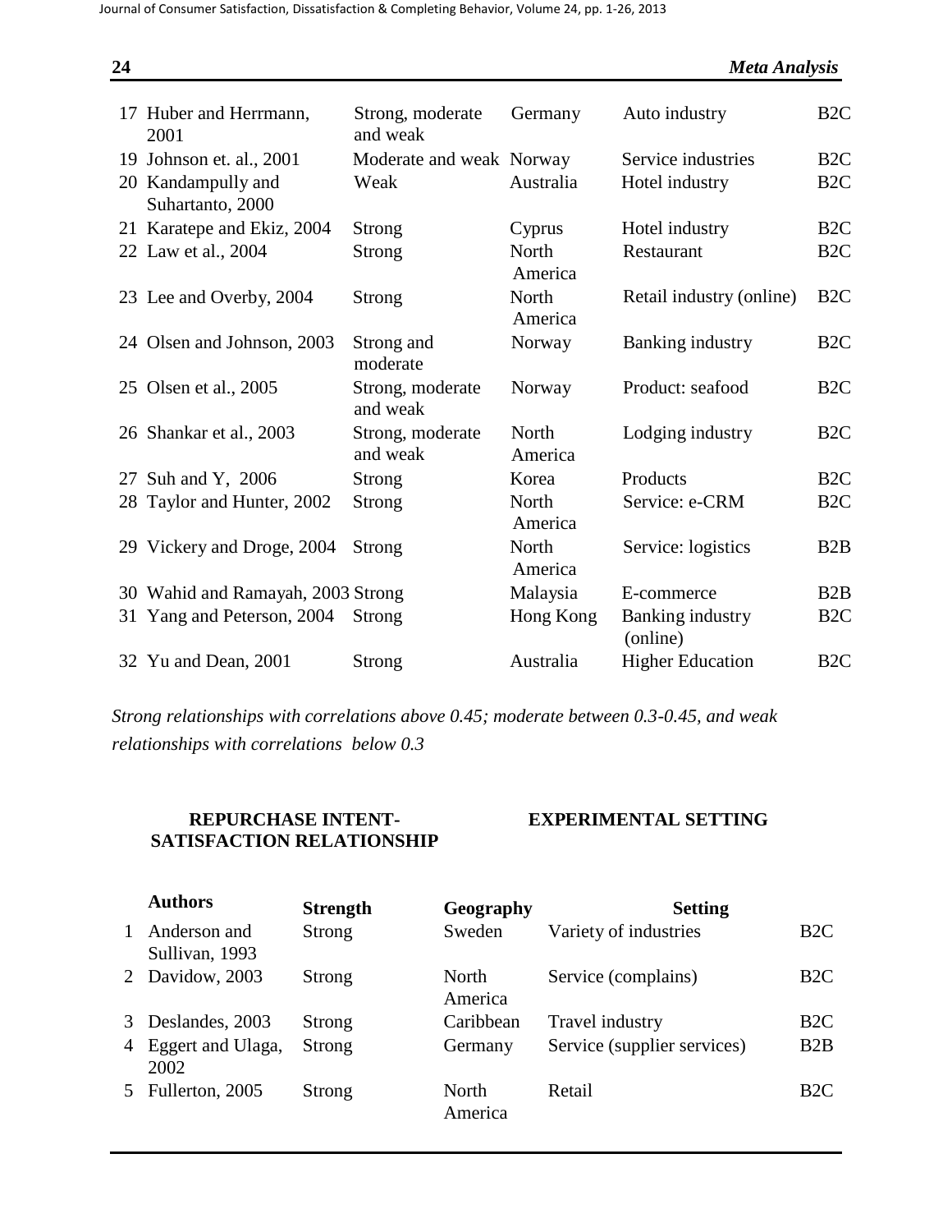| | | | | | |
|---|---|---|---|---|---|
| 17 | Huber and Herrmann, 2001 | Strong, moderate and weak | Germany | Auto industry | B2C |
| 19 | Johnson et. al., 2001 | Moderate and weak | Norway | Service industries | B2C |
| 20 | Kandampully and Suhartanto, 2000 | Weak | Australia | Hotel industry | B2C |
| 21 | Karatepe and Ekiz, 2004 | Strong | Cyprus | Hotel industry | B2C |
| 22 | Law et al., 2004 | Strong | North America | Restaurant | B2C |
| 23 | Lee and Overby, 2004 | Strong | North America | Retail industry (online) | B2C |
| 24 | Olsen and Johnson, 2003 | Strong and moderate | Norway | Banking industry | B2C |
| 25 | Olsen et al., 2005 | Strong, moderate and weak | Norway | Product: seafood | B2C |
| 26 | Shankar et al., 2003 | Strong, moderate and weak | North America | Lodging industry | B2C |
| 27 | Suh and Y, 2006 | Strong | Korea | Products | B2C |
| 28 | Taylor and Hunter, 2002 | Strong | North America | Service: e-CRM | B2C |
| 29 | Vickery and Droge, 2004 | Strong | North America | Service: logistics | B2B |
| 30 | Wahid and Ramayah, 2003 | Strong | Malaysia | E-commerce | B2B |
| 31 | Yang and Peterson, 2004 | Strong | Hong Kong | Banking industry (online) | B2C |
| 32 | Yu and Dean, 2001 | Strong | Australia | Higher Education | B2C |

*Strong relationships with correlations above 0.45; moderate between 0.3-0.45, and weak relationships with correlations below 0.3*

**REPURCHASE INTENT-SATISFACTION RELATIONSHIP** **EXPERIMENTAL SETTING**

| | Authors | Strength | Geography | Setting | |
|---|---|---|---|---|---|
| 1 | Anderson and Sullivan, 1993 | Strong | Sweden | Variety of industries | B2C |
| 2 | Davidow, 2003 | Strong | North America | Service (complains) | B2C |
| 3 | Deslandes, 2003 | Strong | Caribbean | Travel industry | B2C |
| 4 | Eggert and Ulaga, 2002 | Strong | Germany | Service (supplier services) | B2B |
| 5 | Fullerton, 2005 | Strong | North America | Retail | B2C |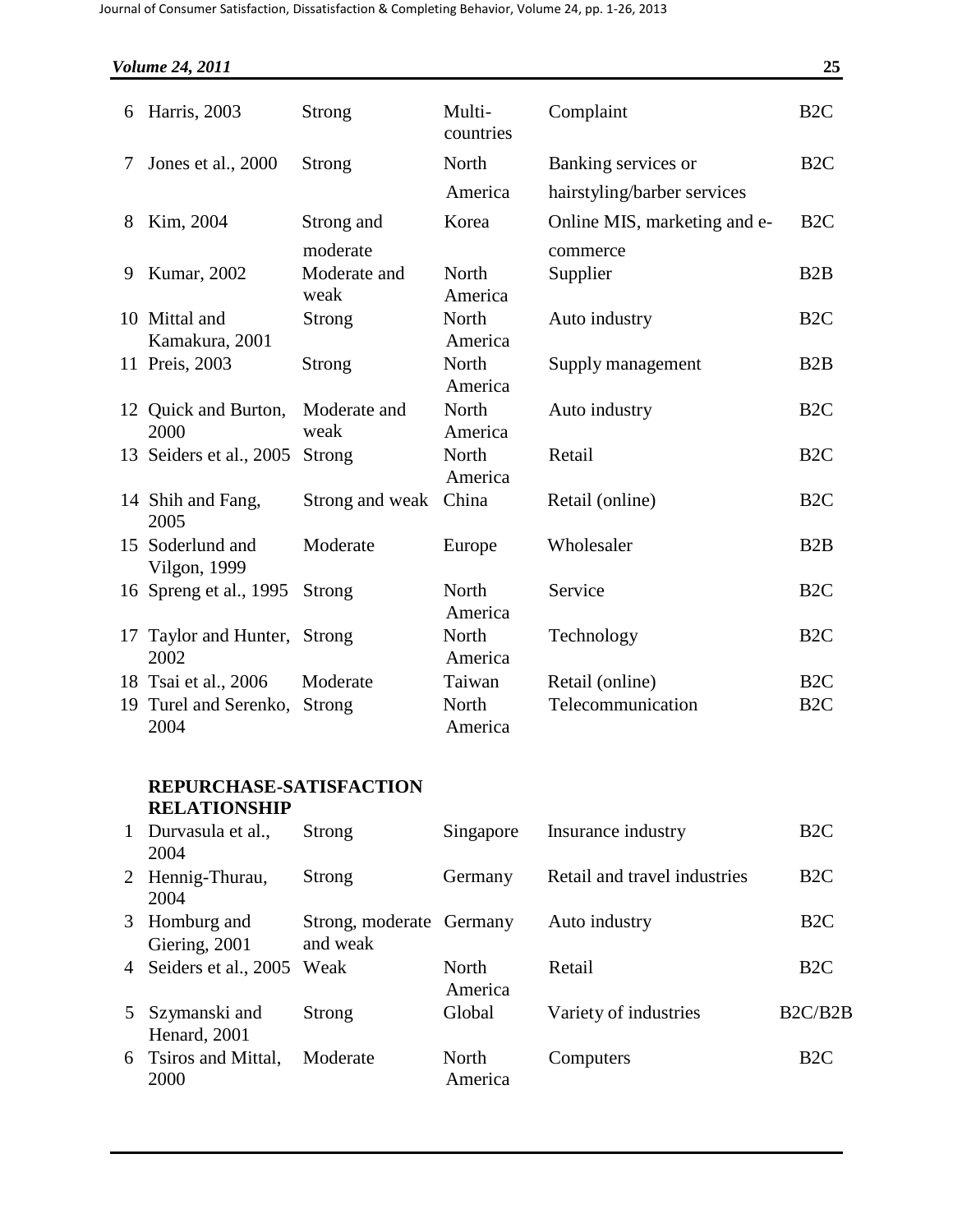| | | | | | |
|---|---|---|---|---|---|
| 6 | Harris, 2003 | Strong | Multi-countries | Complaint | B2C |
| 7 | Jones et al., 2000 | Strong | North America | Banking services or hairstyling/barber services | B2C |
| 8 | Kim, 2004 | Strong and moderate | Korea | Online MIS, marketing and e-commerce | B2C |
| 9 | Kumar, 2002 | Moderate and weak | North America | Supplier | B2B |
| 10 | Mittal and Kamakura, 2001 | Strong | North America | Auto industry | B2C |
| 11 | Preis, 2003 | Strong | North America | Supply management | B2B |
| 12 | Quick and Burton, 2000 | Moderate and weak | North America | Auto industry | B2C |
| 13 | Seiders et al., 2005 | Strong | North America | Retail | B2C |
| 14 | Shih and Fang, 2005 | Strong and weak | China | Retail (online) | B2C |
| 15 | Soderlund and Vilgon, 1999 | Moderate | Europe | Wholesaler | B2B |
| 16 | Spreng et al., 1995 | Strong | North America | Service | B2C |
| 17 | Taylor and Hunter, 2002 | Strong | North America | Technology | B2C |
| 18 | Tsai et al., 2006 | Moderate | Taiwan | Retail (online) | B2C |
| 19 | Turel and Serenko, 2004 | Strong | North America | Telecommunication | B2C |
| | **REPURCHASE-SATISFACTION RELATIONSHIP** | | | | |
| 1 | Durvasula et al., 2004 | Strong | Singapore | Insurance industry | B2C |
| 2 | Hennig-Thurau, 2004 | Strong | Germany | Retail and travel industries | B2C |
| 3 | Homburg and Giering, 2001 | Strong, moderate and weak | Germany | Auto industry | B2C |
| 4 | Seiders et al., 2005 | Weak | North America | Retail | B2C |
| 5 | Szymanski and Henard, 2001 | Strong | Global | Variety of industries | B2C/B2B |
| 6 | Tsiros and Mittal, 2000 | Moderate | North America | Computers | B2C |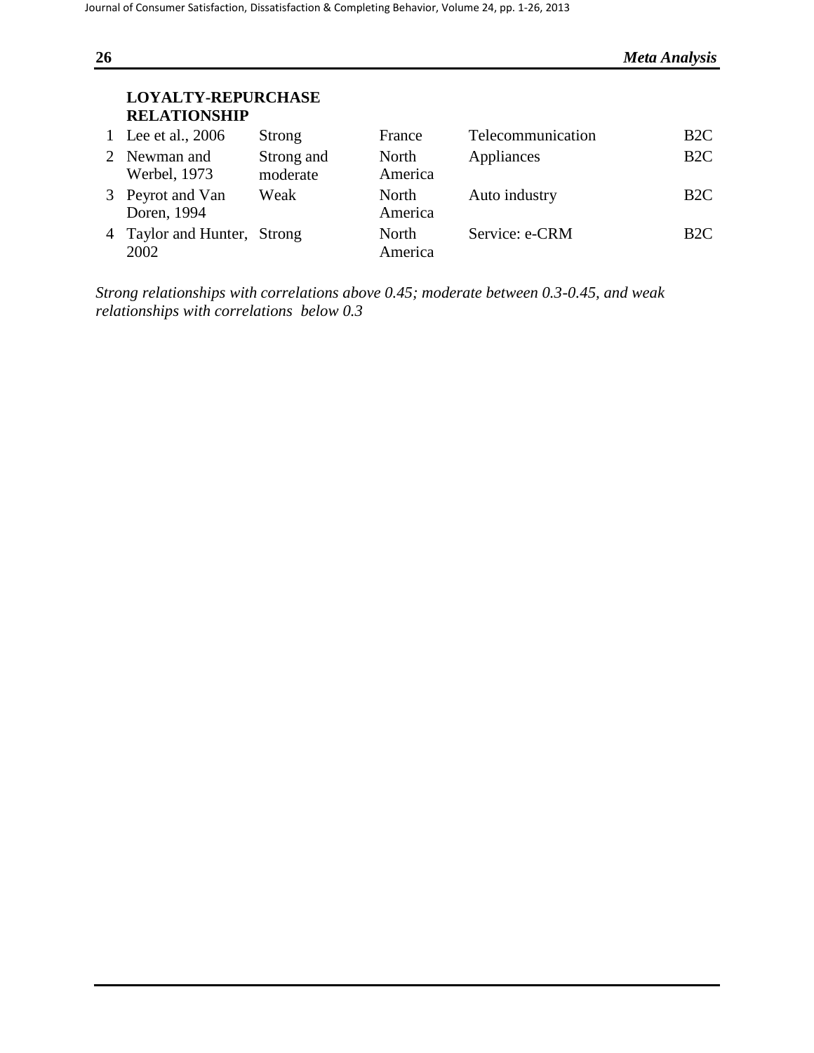| | | | | | |
|---|---|---|---|---|---|
| | **LOYALTY-REPURCHASE RELATIONSHIP** | | | | |
| 1 | Lee et al., 2006 | Strong | France | Telecommunication | B2C |
| 2 | Newman and Werbel, 1973 | Strong and moderate | North America | Appliances | B2C |
| 3 | Peyrot and Van Doren, 1994 | Weak | North America | Auto industry | B2C |
| 4 | Taylor and Hunter, 2002 | Strong | North America | Service: e-CRM | B2C |

*Strong relationships with correlations above 0.45; moderate between 0.3-0.45, and weak relationships with correlations below 0.3*